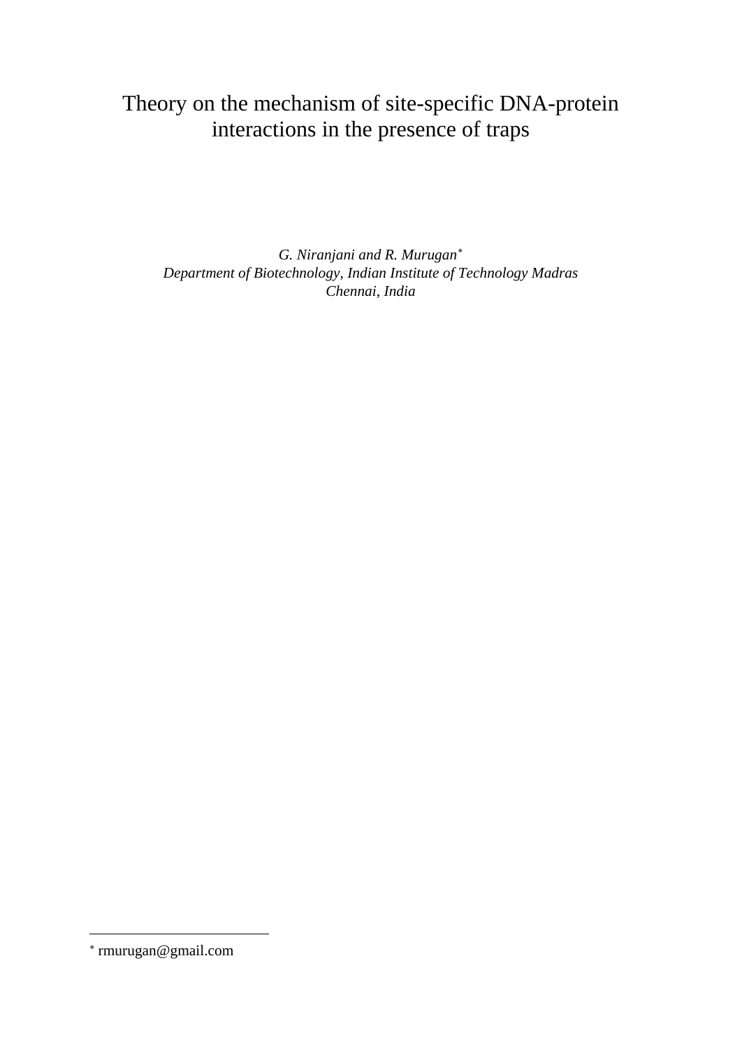# Theory on the mechanism of site-specific DNA-protein interactions in the presence of traps

*G. Niranjani and R. Murugan*[*]
*Department of Biotechnology, Indian Institute of Technology Madras*
*Chennai, India*

---

[*] rmurugan@gmail.com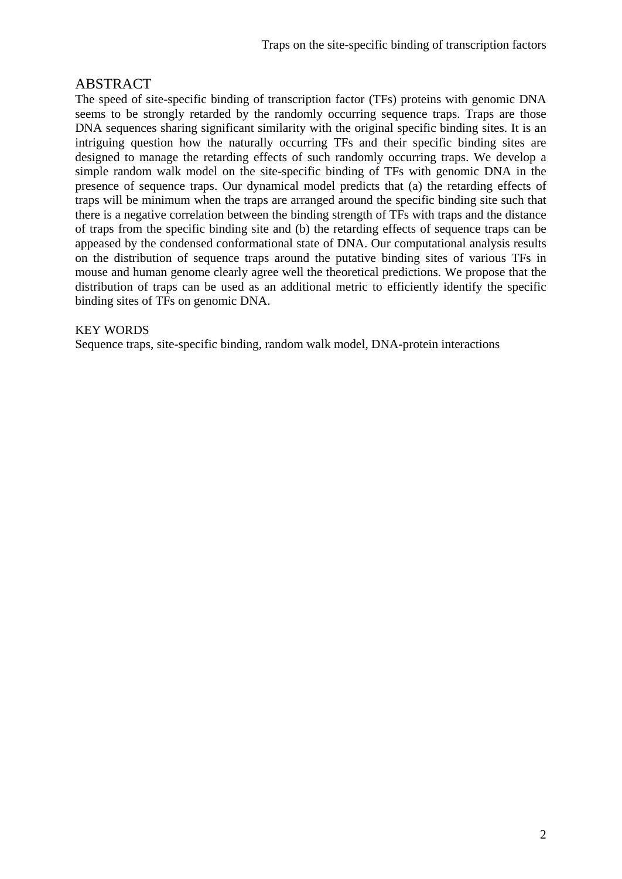## ABSTRACT

The speed of site-specific binding of transcription factor (TFs) proteins with genomic DNA seems to be strongly retarded by the randomly occurring sequence traps. Traps are those DNA sequences sharing significant similarity with the original specific binding sites. It is an intriguing question how the naturally occurring TFs and their specific binding sites are designed to manage the retarding effects of such randomly occurring traps. We develop a simple random walk model on the site-specific binding of TFs with genomic DNA in the presence of sequence traps. Our dynamical model predicts that (a) the retarding effects of traps will be minimum when the traps are arranged around the specific binding site such that there is a negative correlation between the binding strength of TFs with traps and the distance of traps from the specific binding site and (b) the retarding effects of sequence traps can be appeased by the condensed conformational state of DNA. Our computational analysis results on the distribution of sequence traps around the putative binding sites of various TFs in mouse and human genome clearly agree well the theoretical predictions. We propose that the distribution of traps can be used as an additional metric to efficiently identify the specific binding sites of TFs on genomic DNA.

KEY WORDS

Sequence traps, site-specific binding, random walk model, DNA-protein interactions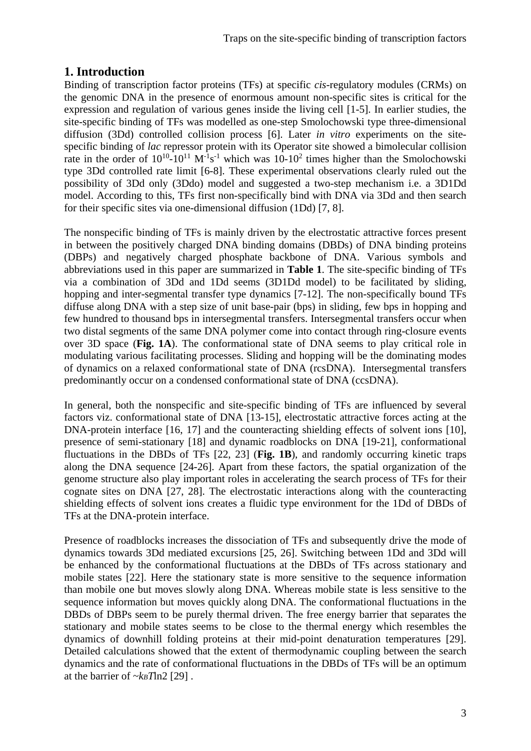## 1. Introduction

Binding of transcription factor proteins (TFs) at specific *cis*-regulatory modules (CRMs) on the genomic DNA in the presence of enormous amount non-specific sites is critical for the expression and regulation of various genes inside the living cell [1-5]. In earlier studies, the site-specific binding of TFs was modelled as one-step Smolochowski type three-dimensional diffusion (3Dd) controlled collision process [6]. Later *in vitro* experiments on the site-specific binding of *lac* repressor protein with its Operator site showed a bimolecular collision rate in the order of $10^{10}$-$10^{11}$ $M^{-1}s^{-1}$ which was 10-$10^2$ times higher than the Smolochowski type 3Dd controlled rate limit [6-8]. These experimental observations clearly ruled out the possibility of 3Dd only (3Ddo) model and suggested a two-step mechanism i.e. a 3D1Dd model. According to this, TFs first non-specifically bind with DNA via 3Dd and then search for their specific sites via one-dimensional diffusion (1Dd) [7, 8].

The nonspecific binding of TFs is mainly driven by the electrostatic attractive forces present in between the positively charged DNA binding domains (DBDs) of DNA binding proteins (DBPs) and negatively charged phosphate backbone of DNA. Various symbols and abbreviations used in this paper are summarized in **Table 1**. The site-specific binding of TFs via a combination of 3Dd and 1Dd seems (3D1Dd model) to be facilitated by sliding, hopping and inter-segmental transfer type dynamics [7-12]. The non-specifically bound TFs diffuse along DNA with a step size of unit base-pair (bps) in sliding, few bps in hopping and few hundred to thousand bps in intersegmental transfers. Intersegmental transfers occur when two distal segments of the same DNA polymer come into contact through ring-closure events over 3D space (**Fig. 1A**). The conformational state of DNA seems to play critical role in modulating various facilitating processes. Sliding and hopping will be the dominating modes of dynamics on a relaxed conformational state of DNA (rcsDNA). Intersegmental transfers predominantly occur on a condensed conformational state of DNA (ccsDNA).

In general, both the nonspecific and site-specific binding of TFs are influenced by several factors viz. conformational state of DNA [13-15], electrostatic attractive forces acting at the DNA-protein interface [16, 17] and the counteracting shielding effects of solvent ions [10], presence of semi-stationary [18] and dynamic roadblocks on DNA [19-21], conformational fluctuations in the DBDs of TFs [22, 23] (**Fig. 1B**), and randomly occurring kinetic traps along the DNA sequence [24-26]. Apart from these factors, the spatial organization of the genome structure also play important roles in accelerating the search process of TFs for their cognate sites on DNA [27, 28]. The electrostatic interactions along with the counteracting shielding effects of solvent ions creates a fluidic type environment for the 1Dd of DBDs of TFs at the DNA-protein interface.

Presence of roadblocks increases the dissociation of TFs and subsequently drive the mode of dynamics towards 3Dd mediated excursions [25, 26]. Switching between 1Dd and 3Dd will be enhanced by the conformational fluctuations at the DBDs of TFs across stationary and mobile states [22]. Here the stationary state is more sensitive to the sequence information than mobile one but moves slowly along DNA. Whereas mobile state is less sensitive to the sequence information but moves quickly along DNA. The conformational fluctuations in the DBDs of DBPs seem to be purely thermal driven. The free energy barrier that separates the stationary and mobile states seems to be close to the thermal energy which resembles the dynamics of downhill folding proteins at their mid-point denaturation temperatures [29]. Detailed calculations showed that the extent of thermodynamic coupling between the search dynamics and the rate of conformational fluctuations in the DBDs of TFs will be an optimum at the barrier of ~$k_BT\ln 2$ [29] .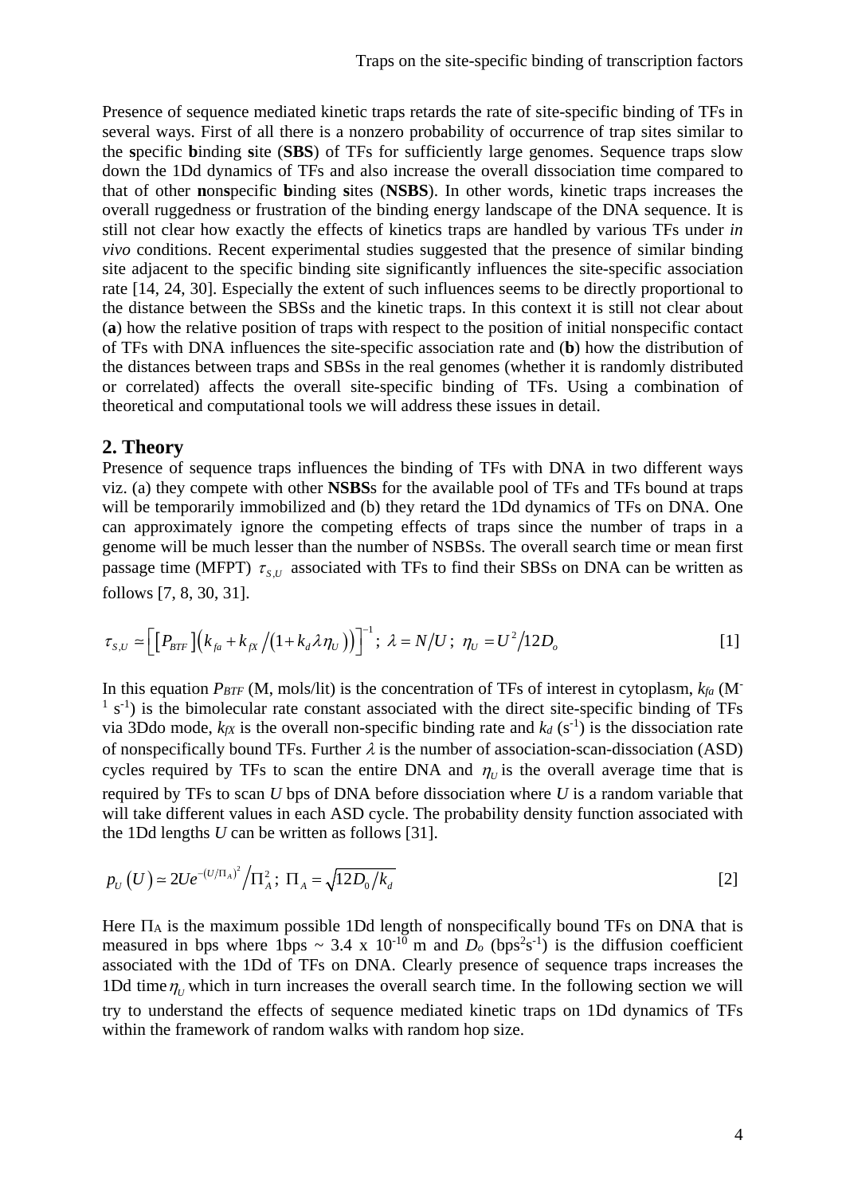Presence of sequence mediated kinetic traps retards the rate of site-specific binding of TFs in several ways. First of all there is a nonzero probability of occurrence of trap sites similar to the **s**pecific **b**inding **s**ite (**SBS**) of TFs for sufficiently large genomes. Sequence traps slow down the 1Dd dynamics of TFs and also increase the overall dissociation time compared to that of other **n**on**s**pecific **b**inding **s**ites (**NSBS**). In other words, kinetic traps increases the overall ruggedness or frustration of the binding energy landscape of the DNA sequence. It is still not clear how exactly the effects of kinetics traps are handled by various TFs under *in vivo* conditions. Recent experimental studies suggested that the presence of similar binding site adjacent to the specific binding site significantly influences the site-specific association rate [14, 24, 30]. Especially the extent of such influences seems to be directly proportional to the distance between the SBSs and the kinetic traps. In this context it is still not clear about (**a**) how the relative position of traps with respect to the position of initial nonspecific contact of TFs with DNA influences the site-specific association rate and (**b**) how the distribution of the distances between traps and SBSs in the real genomes (whether it is randomly distributed or correlated) affects the overall site-specific binding of TFs. Using a combination of theoretical and computational tools we will address these issues in detail.

## 2. Theory

Presence of sequence traps influences the binding of TFs with DNA in two different ways viz. (a) they compete with other **NSBS**s for the available pool of TFs and TFs bound at traps will be temporarily immobilized and (b) they retard the 1Dd dynamics of TFs on DNA. One can approximately ignore the competing effects of traps since the number of traps in a genome will be much lesser than the number of NSBSs. The overall search time or mean first passage time (MFPT) $\tau_{S,U}$ associated with TFs to find their SBSs on DNA can be written as follows [7, 8, 30, 31].

$$\tau_{S,U} \simeq \left[ \left[ P_{BTF} \right] \left( k_{fa} + k_{fX} / \left( 1 + k_d \lambda \eta_U \right) \right) \right]^{-1};\ \lambda = N/U;\ \eta_U = U^2 / 12D_o \tag{1}$$

In this equation $P_{BTF}$ (M, mols/lit) is the concentration of TFs of interest in cytoplasm, $k_{fa}$ ($M^{-1}\ s^{-1}$) is the bimolecular rate constant associated with the direct site-specific binding of TFs via 3Ddo mode, $k_{fX}$ is the overall non-specific binding rate and $k_d$ ($s^{-1}$) is the dissociation rate of nonspecifically bound TFs. Further $\lambda$ is the number of association-scan-dissociation (ASD) cycles required by TFs to scan the entire DNA and $\eta_U$ is the overall average time that is required by TFs to scan $U$ bps of DNA before dissociation where $U$ is a random variable that will take different values in each ASD cycle. The probability density function associated with the 1Dd lengths $U$ can be written as follows [31].

$$p_U(U) \simeq 2Ue^{-(U/\Pi_A)^2} / \Pi_A^2;\ \Pi_A = \sqrt{12D_0/k_d} \tag{2}$$

Here $\Pi_A$ is the maximum possible 1Dd length of nonspecifically bound TFs on DNA that is measured in bps where 1bps ~ $3.4 \times 10^{-10}$ m and $D_o$ ($bps^2 s^{-1}$) is the diffusion coefficient associated with the 1Dd of TFs on DNA. Clearly presence of sequence traps increases the 1Dd time $\eta_U$ which in turn increases the overall search time. In the following section we will try to understand the effects of sequence mediated kinetic traps on 1Dd dynamics of TFs within the framework of random walks with random hop size.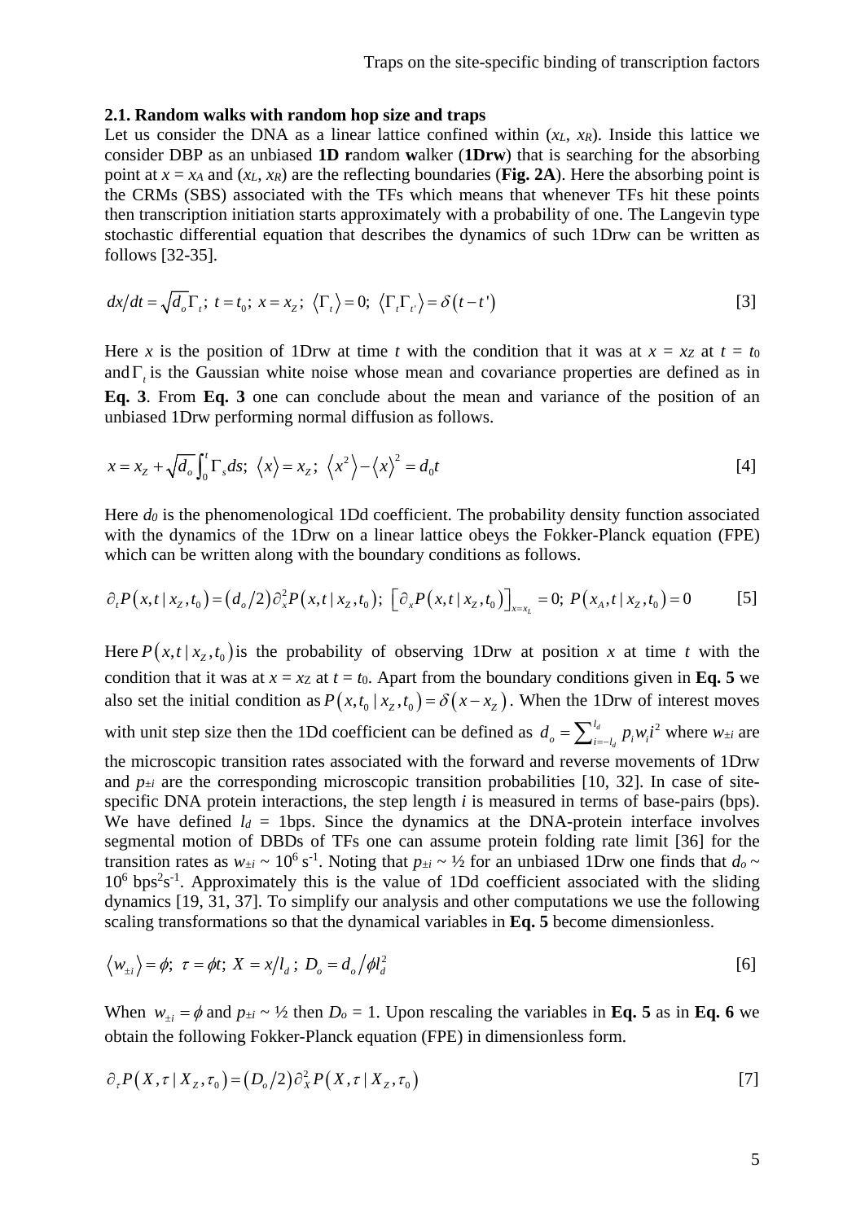**2.1. Random walks with random hop size and traps**

Let us consider the DNA as a linear lattice confined within ($x_L$, $x_R$). Inside this lattice we consider DBP as an unbiased **1D r**andom **w**alker (**1Drw**) that is searching for the absorbing point at $x = x_A$ and ($x_L$, $x_R$) are the reflecting boundaries (**Fig. 2A**). Here the absorbing point is the CRMs (SBS) associated with the TFs which means that whenever TFs hit these points then transcription initiation starts approximately with a probability of one. The Langevin type stochastic differential equation that describes the dynamics of such 1Drw can be written as follows [32-35].

$$dx/dt = \sqrt{d_o}\,\Gamma_t;\ t = t_0;\ x = x_Z;\ \langle \Gamma_t \rangle = 0;\ \langle \Gamma_t \Gamma_{t'} \rangle = \delta(t - t') \qquad [3]$$

Here $x$ is the position of 1Drw at time $t$ with the condition that it was at $x = x_Z$ at $t = t_0$ and $\Gamma_t$ is the Gaussian white noise whose mean and covariance properties are defined as in **Eq. 3**. From **Eq. 3** one can conclude about the mean and variance of the position of an unbiased 1Drw performing normal diffusion as follows.

$$x = x_Z + \sqrt{d_o}\int_0^t \Gamma_s ds;\ \langle x \rangle = x_Z;\ \langle x^2 \rangle - \langle x \rangle^2 = d_0 t \qquad [4]$$

Here $d_0$ is the phenomenological 1Dd coefficient. The probability density function associated with the dynamics of the 1Drw on a linear lattice obeys the Fokker-Planck equation (FPE) which can be written along with the boundary conditions as follows.

$$\partial_t P(x,t \mid x_Z, t_0) = (d_o/2)\partial_x^2 P(x,t \mid x_Z, t_0);\ \left[\partial_x P(x,t \mid x_Z, t_0)\right]_{x = x_L} = 0;\ P(x_A, t \mid x_Z, t_0) = 0 \qquad [5]$$

Here $P(x,t \mid x_Z, t_0)$ is the probability of observing 1Drw at position $x$ at time $t$ with the condition that it was at $x = x_Z$ at $t = t_0$. Apart from the boundary conditions given in **Eq. 5** we also set the initial condition as $P(x,t_0 \mid x_Z, t_0) = \delta(x - x_Z)$. When the 1Drw of interest moves with unit step size then the 1Dd coefficient can be defined as $d_o = \sum_{i=-l_d}^{l_d} p_i w_i i^2$ where $w_{\pm i}$ are the microscopic transition rates associated with the forward and reverse movements of 1Drw and $p_{\pm i}$ are the corresponding microscopic transition probabilities [10, 32]. In case of site-specific DNA protein interactions, the step length $i$ is measured in terms of base-pairs (bps). We have defined $l_d$ = 1bps. Since the dynamics at the DNA-protein interface involves segmental motion of DBDs of TFs one can assume protein folding rate limit [36] for the transition rates as $w_{\pm i} \sim 10^6\ \mathrm{s}^{-1}$. Noting that $p_{\pm i} \sim ½$ for an unbiased 1Drw one finds that $d_o \sim 10^6\ \mathrm{bps}^2\mathrm{s}^{-1}$. Approximately this is the value of 1Dd coefficient associated with the sliding dynamics [19, 31, 37]. To simplify our analysis and other computations we use the following scaling transformations so that the dynamical variables in **Eq. 5** become dimensionless.

$$\langle w_{\pm i} \rangle = \phi;\ \tau = \phi t;\ X = x/l_d;\ D_o = d_o/\phi l_d^2 \qquad [6]$$

When $w_{\pm i} = \phi$ and $p_{\pm i} \sim ½$ then $D_o = 1$. Upon rescaling the variables in **Eq. 5** as in **Eq. 6** we obtain the following Fokker-Planck equation (FPE) in dimensionless form.

$$\partial_\tau P(X,\tau \mid X_Z, \tau_0) = (D_o/2)\partial_X^2 P(X,\tau \mid X_Z, \tau_0) \qquad [7]$$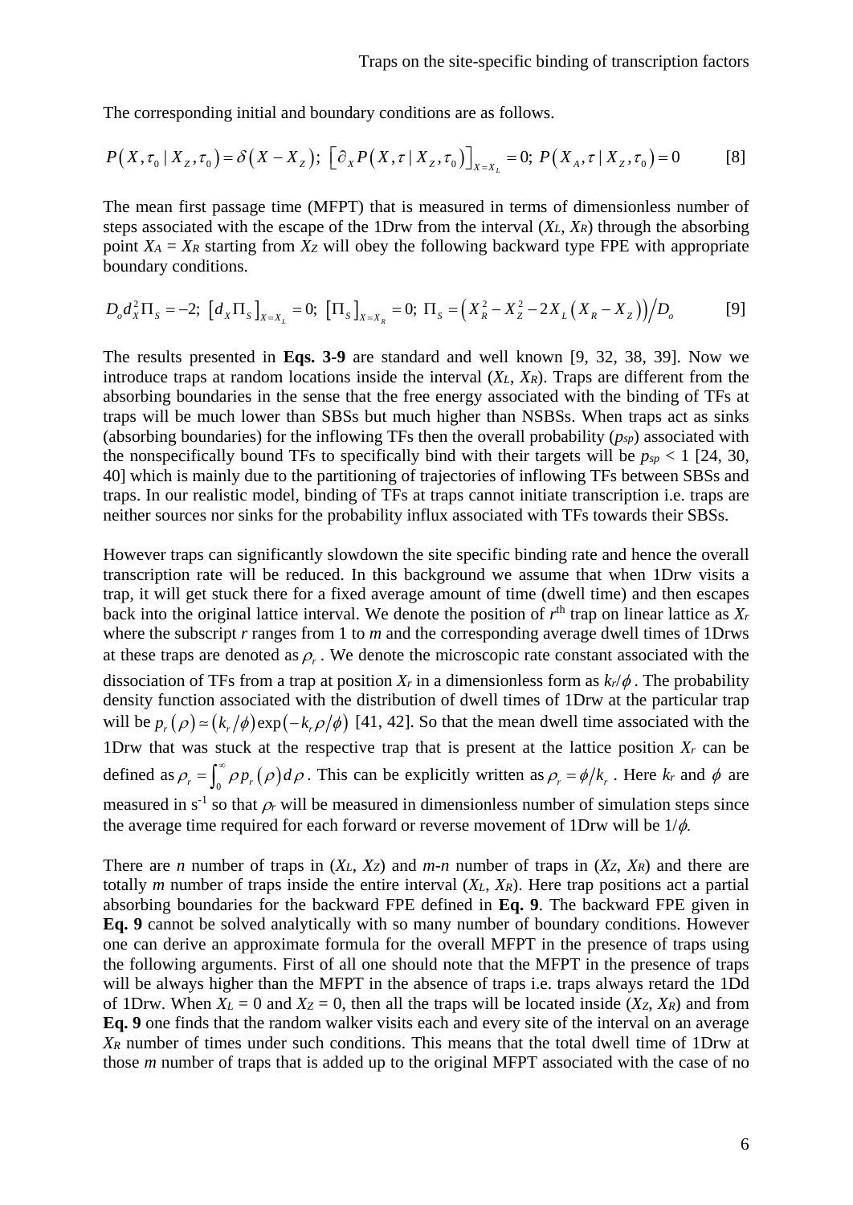The corresponding initial and boundary conditions are as follows.

$$P\left(X,\tau_0 \mid X_Z,\tau_0\right)=\delta\left(X-X_Z\right);\ \left[\partial_X P\left(X,\tau \mid X_Z,\tau_0\right)\right]_{X=X_L}=0;\ P\left(X_A,\tau \mid X_Z,\tau_0\right)=0 \qquad [8]$$

The mean first passage time (MFPT) that is measured in terms of dimensionless number of steps associated with the escape of the 1Drw from the interval ($X_L$, $X_R$) through the absorbing point $X_A = X_R$ starting from $X_Z$ will obey the following backward type FPE with appropriate boundary conditions.

$$D_o d_X^2 \Pi_S = -2;\ \left[d_X \Pi_S\right]_{X=X_L}=0;\ \left[\Pi_S\right]_{X=X_R}=0;\ \Pi_S=\left(X_R^2-X_Z^2-2X_L\left(X_R-X_Z\right)\right)\Big/D_o \qquad [9]$$

The results presented in **Eqs. 3-9** are standard and well known [9, 32, 38, 39]. Now we introduce traps at random locations inside the interval ($X_L$, $X_R$). Traps are different from the absorbing boundaries in the sense that the free energy associated with the binding of TFs at traps will be much lower than SBSs but much higher than NSBSs. When traps act as sinks (absorbing boundaries) for the inflowing TFs then the overall probability ($p_{sp}$) associated with the nonspecifically bound TFs to specifically bind with their targets will be $p_{sp} < 1$ [24, 30, 40] which is mainly due to the partitioning of trajectories of inflowing TFs between SBSs and traps. In our realistic model, binding of TFs at traps cannot initiate transcription i.e. traps are neither sources nor sinks for the probability influx associated with TFs towards their SBSs.

However traps can significantly slowdown the site specific binding rate and hence the overall transcription rate will be reduced. In this background we assume that when 1Drw visits a trap, it will get stuck there for a fixed average amount of time (dwell time) and then escapes back into the original lattice interval. We denote the position of $r^{\text{th}}$ trap on linear lattice as $X_r$ where the subscript $r$ ranges from 1 to $m$ and the corresponding average dwell times of 1Drws at these traps are denoted as $\rho_r$. We denote the microscopic rate constant associated with the dissociation of TFs from a trap at position $X_r$ in a dimensionless form as $k_r/\phi$. The probability density function associated with the distribution of dwell times of 1Drw at the particular trap will be $p_r\left(\rho\right)\simeq\left(k_r/\phi\right)\exp\left(-k_r\rho/\phi\right)$ [41, 42]. So that the mean dwell time associated with the 1Drw that was stuck at the respective trap that is present at the lattice position $X_r$ can be defined as $\rho_r=\int_0^\infty \rho p_r\left(\rho\right)d\rho$. This can be explicitly written as $\rho_r=\phi/k_r$. Here $k_r$ and $\phi$ are measured in $s^{-1}$ so that $\rho_r$ will be measured in dimensionless number of simulation steps since the average time required for each forward or reverse movement of 1Drw will be $1/\phi$.

There are $n$ number of traps in ($X_L$, $X_Z$) and $m$-$n$ number of traps in ($X_Z$, $X_R$) and there are totally $m$ number of traps inside the entire interval ($X_L$, $X_R$). Here trap positions act a partial absorbing boundaries for the backward FPE defined in **Eq. 9**. The backward FPE given in **Eq. 9** cannot be solved analytically with so many number of boundary conditions. However one can derive an approximate formula for the overall MFPT in the presence of traps using the following arguments. First of all one should note that the MFPT in the presence of traps will be always higher than the MFPT in the absence of traps i.e. traps always retard the 1Dd of 1Drw. When $X_L = 0$ and $X_Z = 0$, then all the traps will be located inside ($X_Z$, $X_R$) and from **Eq. 9** one finds that the random walker visits each and every site of the interval on an average $X_R$ number of times under such conditions. This means that the total dwell time of 1Drw at those $m$ number of traps that is added up to the original MFPT associated with the case of no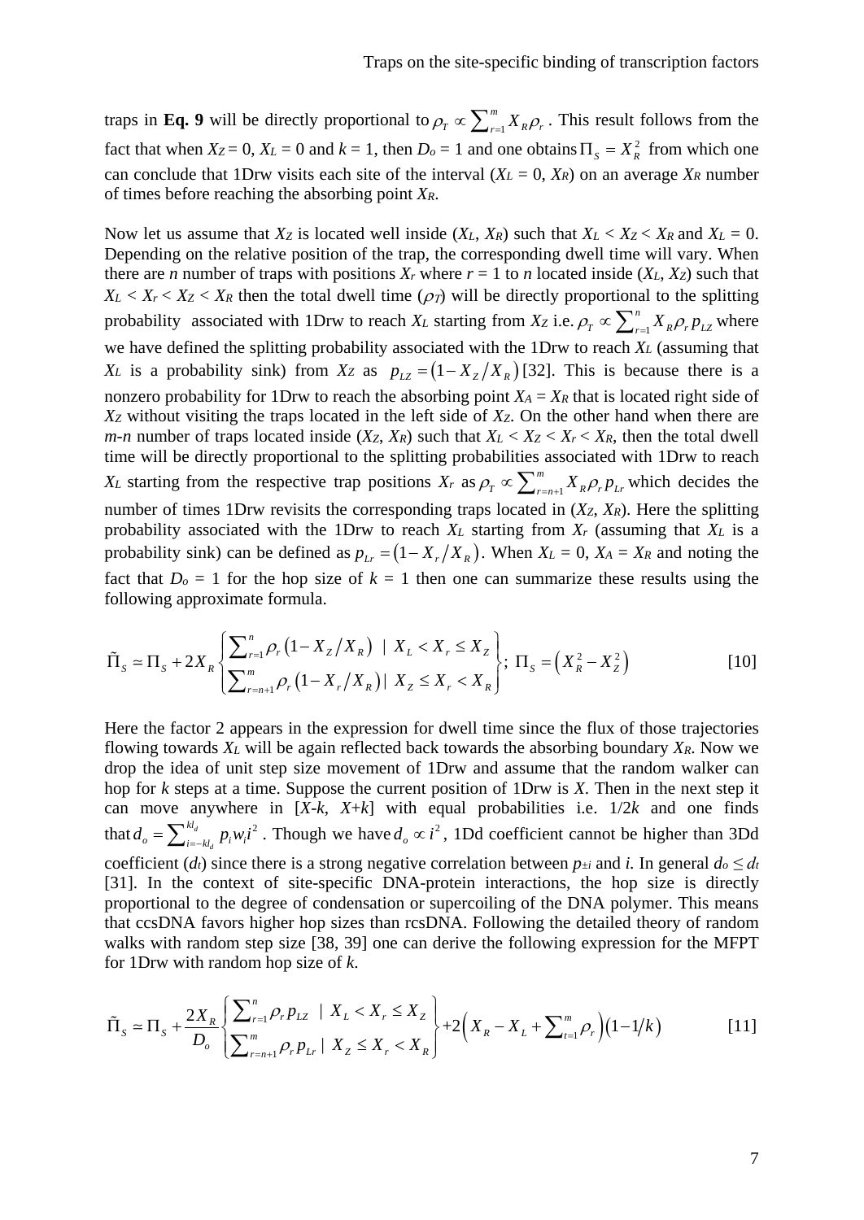traps in **Eq. 9** will be directly proportional to $\rho_T \propto \sum_{r=1}^{m} X_R \rho_r$ . This result follows from the fact that when $X_Z = 0$, $X_L = 0$ and $k = 1$, then $D_o = 1$ and one obtains $\Pi_S = X_R^2$ from which one can conclude that 1Drw visits each site of the interval ($X_L = 0$, $X_R$) on an average $X_R$ number of times before reaching the absorbing point $X_R$.

Now let us assume that $X_Z$ is located well inside ($X_L$, $X_R$) such that $X_L < X_Z < X_R$ and $X_L = 0$. Depending on the relative position of the trap, the corresponding dwell time will vary. When there are *n* number of traps with positions $X_r$ where $r = 1$ to $n$ located inside ($X_L$, $X_Z$) such that $X_L < X_r < X_Z < X_R$ then the total dwell time ($\rho_T$) will be directly proportional to the splitting probability associated with 1Drw to reach $X_L$ starting from $X_Z$ i.e. $\rho_T \propto \sum_{r=1}^{n} X_R \rho_r p_{LZ}$ where we have defined the splitting probability associated with the 1Drw to reach $X_L$ (assuming that $X_L$ is a probability sink) from $X_Z$ as $p_{LZ} = (1 - X_Z / X_R)$ [32]. This is because there is a nonzero probability for 1Drw to reach the absorbing point $X_A = X_R$ that is located right side of $X_Z$ without visiting the traps located in the left side of $X_Z$. On the other hand when there are *m-n* number of traps located inside ($X_Z$, $X_R$) such that $X_L < X_Z < X_r < X_R$, then the total dwell time will be directly proportional to the splitting probabilities associated with 1Drw to reach $X_L$ starting from the respective trap positions $X_r$ as $\rho_T \propto \sum_{r=n+1}^{m} X_R \rho_r p_{Lr}$ which decides the number of times 1Drw revisits the corresponding traps located in ($X_Z$, $X_R$). Here the splitting probability associated with the 1Drw to reach $X_L$ starting from $X_r$ (assuming that $X_L$ is a probability sink) can be defined as $p_{Lr} = (1 - X_r / X_R)$. When $X_L = 0$, $X_A = X_R$ and noting the fact that $D_o = 1$ for the hop size of $k = 1$ then one can summarize these results using the following approximate formula.

$$\tilde{\Pi}_S \simeq \Pi_S + 2X_R \begin{Bmatrix} \sum_{r=1}^{n} \rho_r \left(1 - X_Z / X_R\right) \mid X_L < X_r \leq X_Z \\ \sum_{r=n+1}^{m} \rho_r \left(1 - X_r / X_R\right) \mid X_Z \leq X_r < X_R \end{Bmatrix}; \; \Pi_S = \left(X_R^2 - X_Z^2\right) \quad [10]$$

Here the factor 2 appears in the expression for dwell time since the flux of those trajectories flowing towards $X_L$ will be again reflected back towards the absorbing boundary $X_R$. Now we drop the idea of unit step size movement of 1Drw and assume that the random walker can hop for *k* steps at a time. Suppose the current position of 1Drw is *X*. Then in the next step it can move anywhere in [*X*-*k*, *X*+*k*] with equal probabilities i.e. 1/2*k* and one finds that $d_o = \sum_{i=-kl_d}^{kl_d} p_i w_i i^2$ . Though we have $d_o \propto i^2$, 1Dd coefficient cannot be higher than 3Dd coefficient ($d_t$) since there is a strong negative correlation between $p_{\pm i}$ and *i*. In general $d_o \leq d_t$ [31]. In the context of site-specific DNA-protein interactions, the hop size is directly proportional to the degree of condensation or supercoiling of the DNA polymer. This means that ccsDNA favors higher hop sizes than rcsDNA. Following the detailed theory of random walks with random step size [38, 39] one can derive the following expression for the MFPT for 1Drw with random hop size of *k*.

$$\tilde{\Pi}_S \simeq \Pi_S + \frac{2X_R}{D_o} \begin{Bmatrix} \sum_{r=1}^{n} \rho_r p_{LZ} \mid X_L < X_r \leq X_Z \\ \sum_{r=n+1}^{m} \rho_r p_{Lr} \mid X_Z \leq X_r < X_R \end{Bmatrix} + 2\left(X_R - X_L + \sum_{t=1}^{m} \rho_r\right)\left(1 - 1/k\right) \quad [11]$$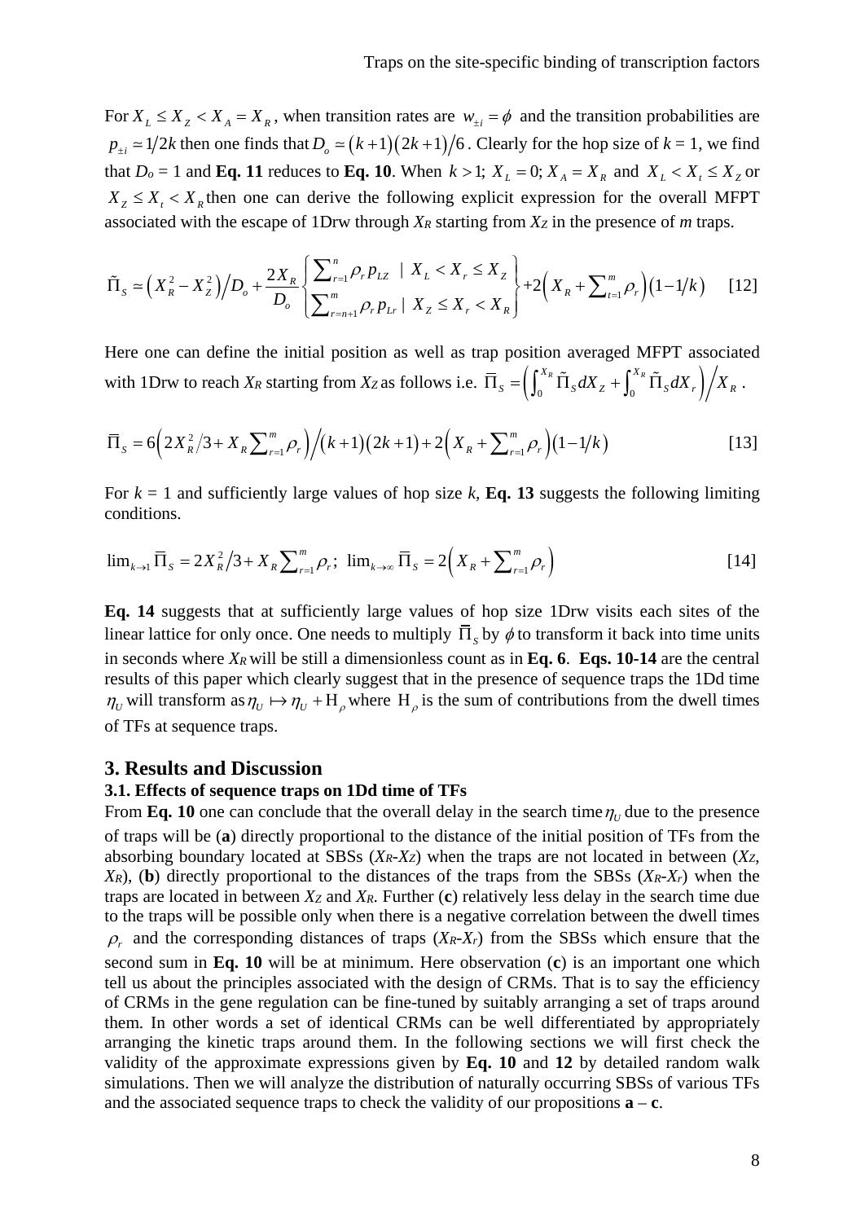For $X_L \le X_Z < X_A = X_R$, when transition rates are $w_{\pm i} = \phi$ and the transition probabilities are $p_{\pm i} \simeq 1/2k$ then one finds that $D_o \simeq (k+1)(2k+1)/6$. Clearly for the hop size of $k = 1$, we find that $D_o = 1$ and **Eq. 11** reduces to **Eq. 10**. When $k > 1$; $X_L = 0; X_A = X_R$ and $X_L < X_t \le X_Z$ or $X_Z \le X_t < X_R$ then one can derive the following explicit expression for the overall MFPT associated with the escape of 1Drw through $X_R$ starting from $X_Z$ in the presence of $m$ traps.

$$\tilde{\Pi}_S \simeq \left(X_R^2 - X_Z^2\right)/D_o + \frac{2X_R}{D_o}\begin{Bmatrix} \sum_{r=1}^{n} \rho_r p_{LZ} \;\mid\; X_L < X_r \le X_Z \\ \sum_{r=n+1}^{m} \rho_r p_{Lr} \;\mid\; X_Z \le X_r < X_R \end{Bmatrix} + 2\left(X_R + \sum_{t=1}^{m} \rho_r\right)\left(1 - 1/k\right) \quad [12]$$

Here one can define the initial position as well as trap position averaged MFPT associated with 1Drw to reach $X_R$ starting from $X_Z$ as follows i.e. $\overline{\Pi}_S = \left(\int_0^{X_R} \tilde{\Pi}_S dX_Z + \int_0^{X_R} \tilde{\Pi}_S dX_r\right)\Big/ X_R$.

$$\overline{\Pi}_S = 6\left(2X_R^2/3 + X_R \sum_{r=1}^{m} \rho_r\right)\Big/\left(k+1\right)\left(2k+1\right) + 2\left(X_R + \sum_{r=1}^{m} \rho_r\right)\left(1 - 1/k\right) \quad [13]$$

For $k = 1$ and sufficiently large values of hop size $k$, **Eq. 13** suggests the following limiting conditions.

$$\lim_{k \to 1} \overline{\Pi}_S = 2X_R^2/3 + X_R \sum_{r=1}^{m} \rho_r; \;\; \lim_{k \to \infty} \overline{\Pi}_S = 2\left(X_R + \sum_{r=1}^{m} \rho_r\right) \quad [14]$$

**Eq. 14** suggests that at sufficiently large values of hop size 1Drw visits each sites of the linear lattice for only once. One needs to multiply $\overline{\Pi}_S$ by $\phi$ to transform it back into time units in seconds where $X_R$ will be still a dimensionless count as in **Eq. 6**. **Eqs. 10-14** are the central results of this paper which clearly suggest that in the presence of sequence traps the 1Dd time $\eta_U$ will transform as $\eta_U \mapsto \eta_U + \mathrm{H}_\rho$ where $\mathrm{H}_\rho$ is the sum of contributions from the dwell times of TFs at sequence traps.

## 3. Results and Discussion

### 3.1. Effects of sequence traps on 1Dd time of TFs

From **Eq. 10** one can conclude that the overall delay in the search time $\eta_U$ due to the presence of traps will be (**a**) directly proportional to the distance of the initial position of TFs from the absorbing boundary located at SBSs ($X_R$-$X_Z$) when the traps are not located in between ($X_Z$, $X_R$), (**b**) directly proportional to the distances of the traps from the SBSs ($X_R$-$X_r$) when the traps are located in between $X_Z$ and $X_R$. Further (**c**) relatively less delay in the search time due to the traps will be possible only when there is a negative correlation between the dwell times $\rho_r$ and the corresponding distances of traps ($X_R$-$X_r$) from the SBSs which ensure that the second sum in **Eq. 10** will be at minimum. Here observation (**c**) is an important one which tell us about the principles associated with the design of CRMs. That is to say the efficiency of CRMs in the gene regulation can be fine-tuned by suitably arranging a set of traps around them. In other words a set of identical CRMs can be well differentiated by appropriately arranging the kinetic traps around them. In the following sections we will first check the validity of the approximate expressions given by **Eq. 10** and **12** by detailed random walk simulations. Then we will analyze the distribution of naturally occurring SBSs of various TFs and the associated sequence traps to check the validity of our propositions **a** – **c**.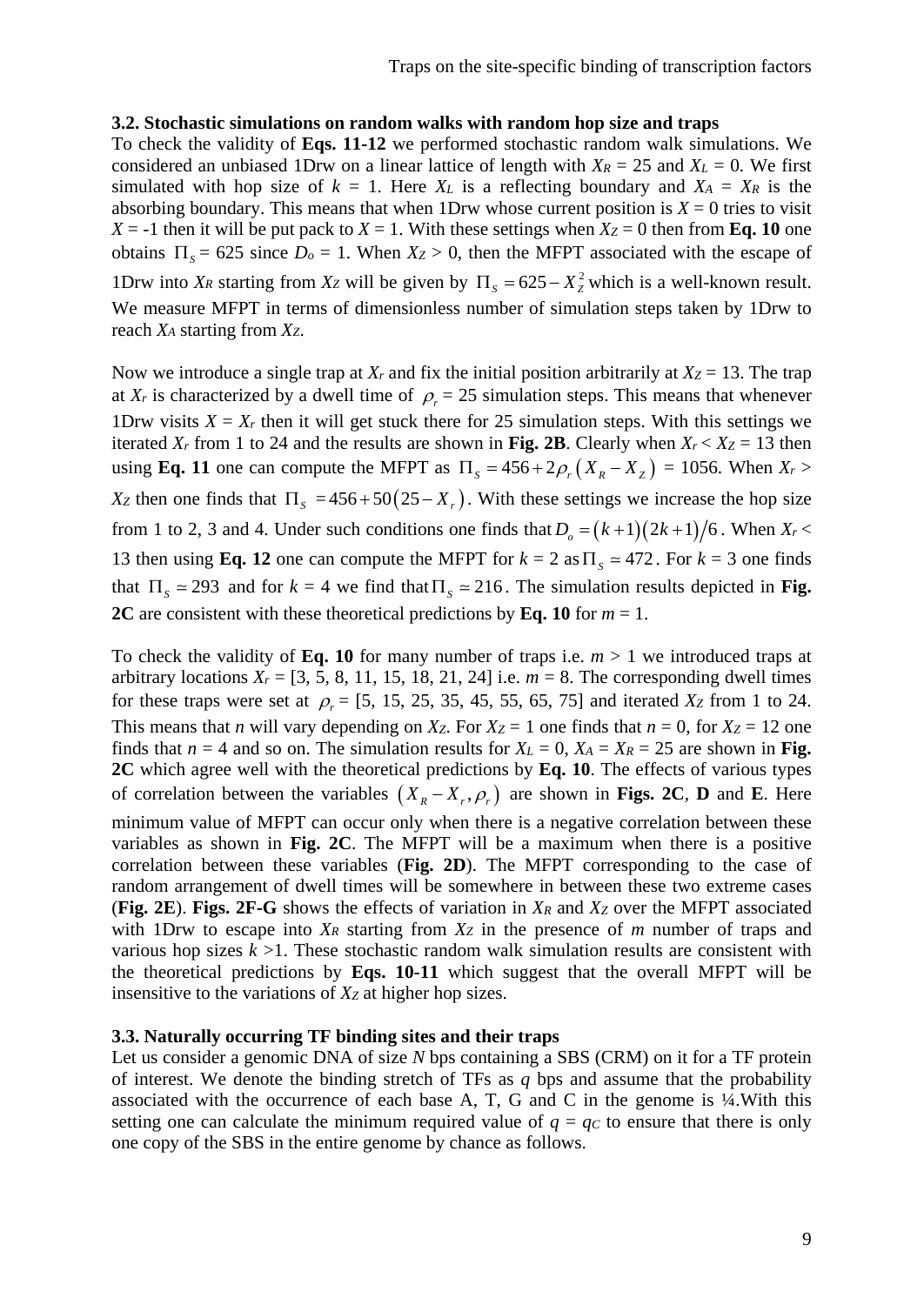### 3.2. Stochastic simulations on random walks with random hop size and traps

To check the validity of **Eqs. 11-12** we performed stochastic random walk simulations. We considered an unbiased 1Drw on a linear lattice of length with $X_R = 25$ and $X_L = 0$. We first simulated with hop size of $k = 1$. Here $X_L$ is a reflecting boundary and $X_A = X_R$ is the absorbing boundary. This means that when 1Drw whose current position is $X = 0$ tries to visit $X = -1$ then it will be put pack to $X = 1$. With these settings when $X_Z = 0$ then from **Eq. 10** one obtains $\Pi_S = 625$ since $D_o = 1$. When $X_Z > 0$, then the MFPT associated with the escape of 1Drw into $X_R$ starting from $X_Z$ will be given by $\Pi_S = 625 - X_Z^2$ which is a well-known result. We measure MFPT in terms of dimensionless number of simulation steps taken by 1Drw to reach $X_A$ starting from $X_Z$.

Now we introduce a single trap at $X_r$ and fix the initial position arbitrarily at $X_Z = 13$. The trap at $X_r$ is characterized by a dwell time of $\rho_r = 25$ simulation steps. This means that whenever 1Drw visits $X = X_r$ then it will get stuck there for 25 simulation steps. With this settings we iterated $X_r$ from 1 to 24 and the results are shown in **Fig. 2B**. Clearly when $X_r < X_Z = 13$ then using **Eq. 11** one can compute the MFPT as $\Pi_S = 456 + 2\rho_r\left(X_R - X_Z\right) = 1056$. When $X_r > X_Z$ then one finds that $\Pi_S = 456 + 50\left(25 - X_r\right)$. With these settings we increase the hop size from 1 to 2, 3 and 4. Under such conditions one finds that $D_o = (k+1)(2k+1)/6$. When $X_r < 13$ then using **Eq. 12** one can compute the MFPT for $k = 2$ as $\Pi_S \simeq 472$. For $k = 3$ one finds that $\Pi_S \simeq 293$ and for $k = 4$ we find that $\Pi_S \simeq 216$. The simulation results depicted in **Fig. 2C** are consistent with these theoretical predictions by **Eq. 10** for $m = 1$.

To check the validity of **Eq. 10** for many number of traps i.e. $m > 1$ we introduced traps at arbitrary locations $X_r$ = [3, 5, 8, 11, 15, 18, 21, 24] i.e. $m = 8$. The corresponding dwell times for these traps were set at $\rho_r$ = [5, 15, 25, 35, 45, 55, 65, 75] and iterated $X_Z$ from 1 to 24. This means that $n$ will vary depending on $X_Z$. For $X_Z = 1$ one finds that $n = 0$, for $X_Z = 12$ one finds that $n = 4$ and so on. The simulation results for $X_L = 0$, $X_A = X_R = 25$ are shown in **Fig. 2C** which agree well with the theoretical predictions by **Eq. 10**. The effects of various types of correlation between the variables $\left(X_R - X_r, \rho_r\right)$ are shown in **Figs. 2C**, **D** and **E**. Here minimum value of MFPT can occur only when there is a negative correlation between these variables as shown in **Fig. 2C**. The MFPT will be a maximum when there is a positive correlation between these variables (**Fig. 2D**). The MFPT corresponding to the case of random arrangement of dwell times will be somewhere in between these two extreme cases (**Fig. 2E**). **Figs. 2F-G** shows the effects of variation in $X_R$ and $X_Z$ over the MFPT associated with 1Drw to escape into $X_R$ starting from $X_Z$ in the presence of $m$ number of traps and various hop sizes $k > 1$. These stochastic random walk simulation results are consistent with the theoretical predictions by **Eqs. 10-11** which suggest that the overall MFPT will be insensitive to the variations of $X_Z$ at higher hop sizes.

### 3.3. Naturally occurring TF binding sites and their traps

Let us consider a genomic DNA of size $N$ bps containing a SBS (CRM) on it for a TF protein of interest. We denote the binding stretch of TFs as $q$ bps and assume that the probability associated with the occurrence of each base A, T, G and C in the genome is ¼.With this setting one can calculate the minimum required value of $q = q_C$ to ensure that there is only one copy of the SBS in the entire genome by chance as follows.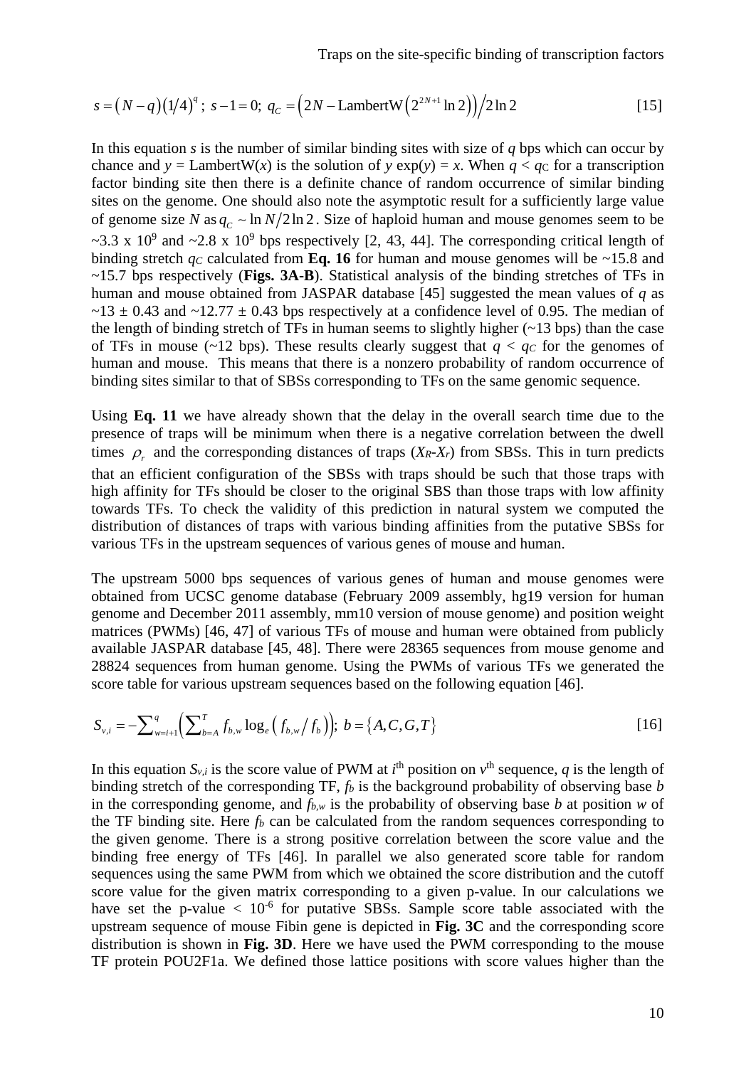$$s = (N-q)(1/4)^q;\ s-1=0;\ q_C = \left(2N - \text{LambertW}\left(2^{2N+1}\ln 2\right)\right)\Big/2\ln 2 \qquad [15]$$

In this equation $s$ is the number of similar binding sites with size of $q$ bps which can occur by chance and $y$ = LambertW($x$) is the solution of $y\exp(y) = x$. When $q < q_C$ for a transcription factor binding site then there is a definite chance of random occurrence of similar binding sites on the genome. One should also note the asymptotic result for a sufficiently large value of genome size $N$ as $q_C \sim \ln N/2\ln 2$. Size of haploid human and mouse genomes seem to be ~3.3 x $10^9$ and ~2.8 x $10^9$ bps respectively [2, 43, 44]. The corresponding critical length of binding stretch $q_C$ calculated from **Eq. 16** for human and mouse genomes will be ~15.8 and ~15.7 bps respectively (**Figs. 3A-B**). Statistical analysis of the binding stretches of TFs in human and mouse obtained from JASPAR database [45] suggested the mean values of $q$ as ~13 ± 0.43 and ~12.77 ± 0.43 bps respectively at a confidence level of 0.95. The median of the length of binding stretch of TFs in human seems to slightly higher (~13 bps) than the case of TFs in mouse (~12 bps). These results clearly suggest that $q < q_C$ for the genomes of human and mouse. This means that there is a nonzero probability of random occurrence of binding sites similar to that of SBSs corresponding to TFs on the same genomic sequence.

Using **Eq. 11** we have already shown that the delay in the overall search time due to the presence of traps will be minimum when there is a negative correlation between the dwell times $\rho_r$ and the corresponding distances of traps ($X_R$-$X_r$) from SBSs. This in turn predicts that an efficient configuration of the SBSs with traps should be such that those traps with high affinity for TFs should be closer to the original SBS than those traps with low affinity towards TFs. To check the validity of this prediction in natural system we computed the distribution of distances of traps with various binding affinities from the putative SBSs for various TFs in the upstream sequences of various genes of mouse and human.

The upstream 5000 bps sequences of various genes of human and mouse genomes were obtained from UCSC genome database (February 2009 assembly, hg19 version for human genome and December 2011 assembly, mm10 version of mouse genome) and position weight matrices (PWMs) [46, 47] of various TFs of mouse and human were obtained from publicly available JASPAR database [45, 48]. There were 28365 sequences from mouse genome and 28824 sequences from human genome. Using the PWMs of various TFs we generated the score table for various upstream sequences based on the following equation [46].

$$S_{v,i} = -\sum\nolimits_{w=i+1}^{q}\left(\sum\nolimits_{b=A}^{T} f_{b,w}\log_e\left(f_{b,w}/f_b\right)\right);\ b=\{A,C,G,T\} \qquad [16]$$

In this equation $S_{v,i}$ is the score value of PWM at $i^{\text{th}}$ position on $v^{\text{th}}$ sequence, $q$ is the length of binding stretch of the corresponding TF, $f_b$ is the background probability of observing base $b$ in the corresponding genome, and $f_{b,w}$ is the probability of observing base $b$ at position $w$ of the TF binding site. Here $f_b$ can be calculated from the random sequences corresponding to the given genome. There is a strong positive correlation between the score value and the binding free energy of TFs [46]. In parallel we also generated score table for random sequences using the same PWM from which we obtained the score distribution and the cutoff score value for the given matrix corresponding to a given p-value. In our calculations we have set the p-value < $10^{-6}$ for putative SBSs. Sample score table associated with the upstream sequence of mouse Fibin gene is depicted in **Fig. 3C** and the corresponding score distribution is shown in **Fig. 3D**. Here we have used the PWM corresponding to the mouse TF protein POU2F1a. We defined those lattice positions with score values higher than the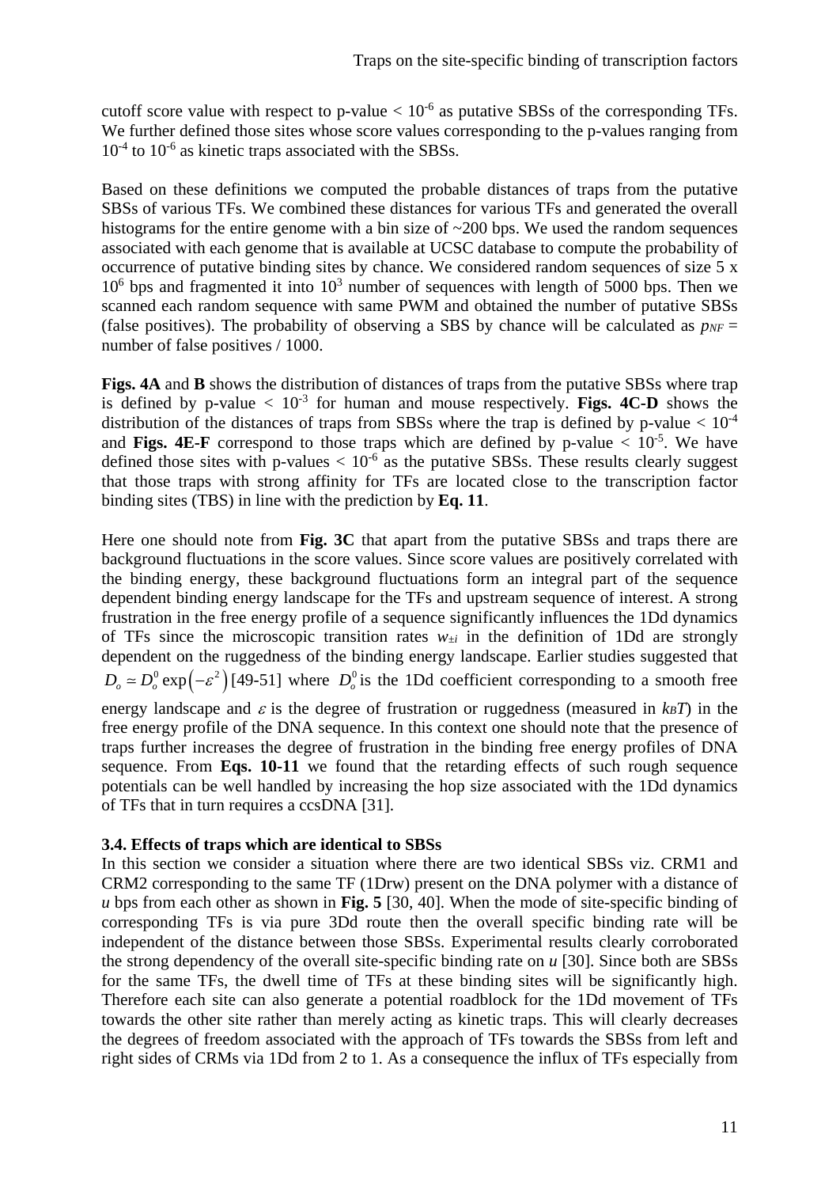cutoff score value with respect to p-value $< 10^{-6}$ as putative SBSs of the corresponding TFs. We further defined those sites whose score values corresponding to the p-values ranging from $10^{-4}$ to $10^{-6}$ as kinetic traps associated with the SBSs.

Based on these definitions we computed the probable distances of traps from the putative SBSs of various TFs. We combined these distances for various TFs and generated the overall histograms for the entire genome with a bin size of ~200 bps. We used the random sequences associated with each genome that is available at UCSC database to compute the probability of occurrence of putative binding sites by chance. We considered random sequences of size 5 x $10^6$ bps and fragmented it into $10^3$ number of sequences with length of 5000 bps. Then we scanned each random sequence with same PWM and obtained the number of putative SBSs (false positives). The probability of observing a SBS by chance will be calculated as $p_{NF}$ = number of false positives / 1000.

**Figs. 4A** and **B** shows the distribution of distances of traps from the putative SBSs where trap is defined by p-value $< 10^{-3}$ for human and mouse respectively. **Figs. 4C-D** shows the distribution of the distances of traps from SBSs where the trap is defined by p-value $< 10^{-4}$ and **Figs. 4E-F** correspond to those traps which are defined by p-value $< 10^{-5}$. We have defined those sites with p-values $< 10^{-6}$ as the putative SBSs. These results clearly suggest that those traps with strong affinity for TFs are located close to the transcription factor binding sites (TBS) in line with the prediction by **Eq. 11**.

Here one should note from **Fig. 3C** that apart from the putative SBSs and traps there are background fluctuations in the score values. Since score values are positively correlated with the binding energy, these background fluctuations form an integral part of the sequence dependent binding energy landscape for the TFs and upstream sequence of interest. A strong frustration in the free energy profile of a sequence significantly influences the 1Dd dynamics of TFs since the microscopic transition rates $w_{\pm i}$ in the definition of 1Dd are strongly dependent on the ruggedness of the binding energy landscape. Earlier studies suggested that $D_o \simeq D_o^0 \exp\left(-\varepsilon^2\right)$ [49-51] where $D_o^0$ is the 1Dd coefficient corresponding to a smooth free energy landscape and $\varepsilon$ is the degree of frustration or ruggedness (measured in $k_BT$) in the free energy profile of the DNA sequence. In this context one should note that the presence of traps further increases the degree of frustration in the binding free energy profiles of DNA sequence. From **Eqs. 10-11** we found that the retarding effects of such rough sequence potentials can be well handled by increasing the hop size associated with the 1Dd dynamics of TFs that in turn requires a ccsDNA [31].

### 3.4. Effects of traps which are identical to SBSs

In this section we consider a situation where there are two identical SBSs viz. CRM1 and CRM2 corresponding to the same TF (1Drw) present on the DNA polymer with a distance of $u$ bps from each other as shown in **Fig. 5** [30, 40]. When the mode of site-specific binding of corresponding TFs is via pure 3Dd route then the overall specific binding rate will be independent of the distance between those SBSs. Experimental results clearly corroborated the strong dependency of the overall site-specific binding rate on $u$ [30]. Since both are SBSs for the same TFs, the dwell time of TFs at these binding sites will be significantly high. Therefore each site can also generate a potential roadblock for the 1Dd movement of TFs towards the other site rather than merely acting as kinetic traps. This will clearly decreases the degrees of freedom associated with the approach of TFs towards the SBSs from left and right sides of CRMs via 1Dd from 2 to 1. As a consequence the influx of TFs especially from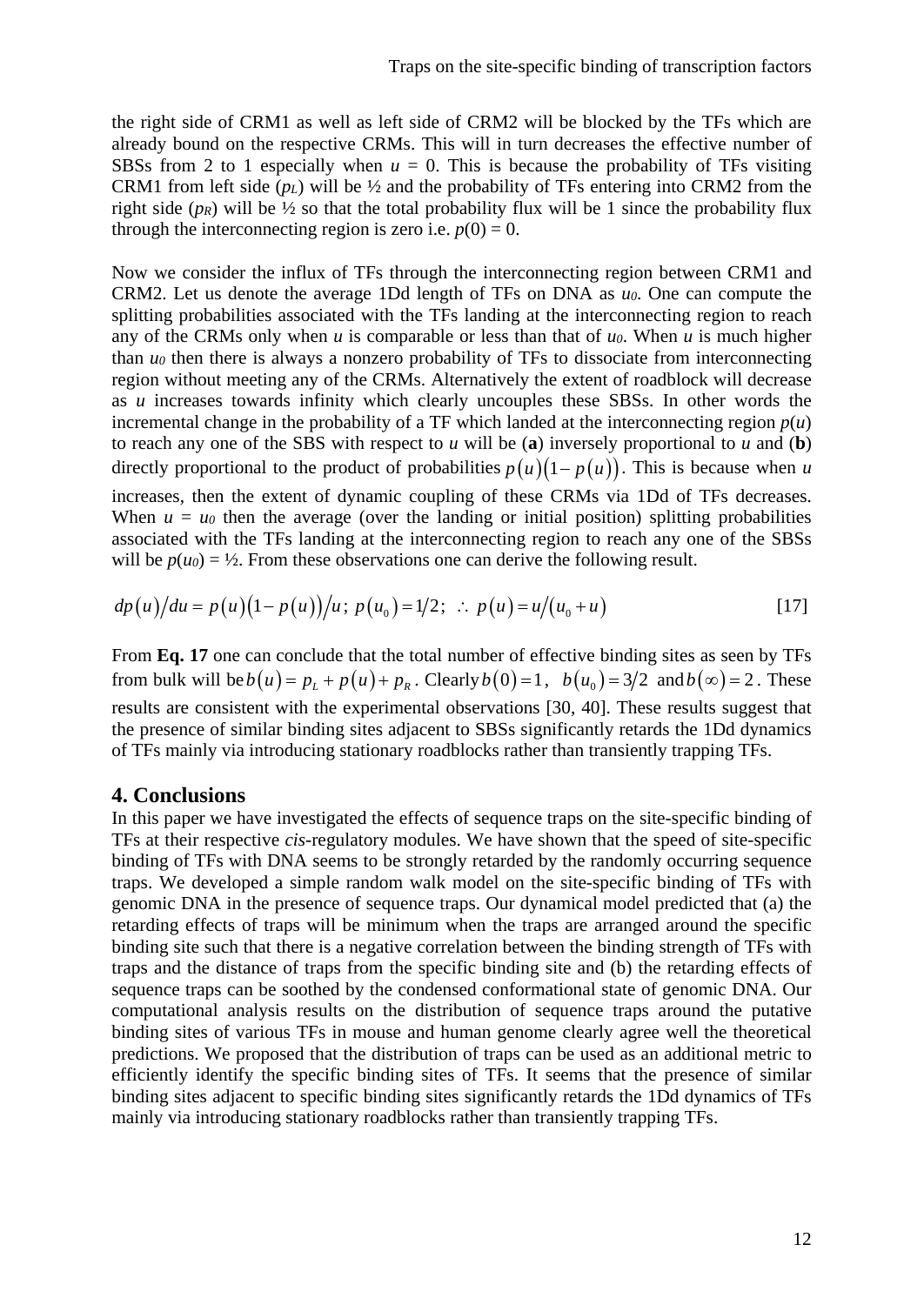the right side of CRM1 as well as left side of CRM2 will be blocked by the TFs which are already bound on the respective CRMs. This will in turn decreases the effective number of SBSs from 2 to 1 especially when $u = 0$. This is because the probability of TFs visiting CRM1 from left side ($p_L$) will be ½ and the probability of TFs entering into CRM2 from the right side ($p_R$) will be ½ so that the total probability flux will be 1 since the probability flux through the interconnecting region is zero i.e. $p(0) = 0$.

Now we consider the influx of TFs through the interconnecting region between CRM1 and CRM2. Let us denote the average 1Dd length of TFs on DNA as $u_0$. One can compute the splitting probabilities associated with the TFs landing at the interconnecting region to reach any of the CRMs only when $u$ is comparable or less than that of $u_0$. When $u$ is much higher than $u_0$ then there is always a nonzero probability of TFs to dissociate from interconnecting region without meeting any of the CRMs. Alternatively the extent of roadblock will decrease as $u$ increases towards infinity which clearly uncouples these SBSs. In other words the incremental change in the probability of a TF which landed at the interconnecting region $p(u)$ to reach any one of the SBS with respect to $u$ will be (**a**) inversely proportional to $u$ and (**b**) directly proportional to the product of probabilities $p(u)(1-p(u))$. This is because when $u$ increases, then the extent of dynamic coupling of these CRMs via 1Dd of TFs decreases. When $u = u_0$ then the average (over the landing or initial position) splitting probabilities associated with the TFs landing at the interconnecting region to reach any one of the SBSs will be $p(u_0) = ½$. From these observations one can derive the following result.

$$dp(u)/du = p(u)(1-p(u))/u;\; p(u_0) = 1/2;\; \therefore\; p(u) = u/(u_0+u) \qquad [17]$$

From **Eq. 17** one can conclude that the total number of effective binding sites as seen by TFs from bulk will be $b(u) = p_L + p(u) + p_R$. Clearly $b(0) = 1$, $b(u_0) = 3/2$ and $b(\infty) = 2$. These results are consistent with the experimental observations [30, 40]. These results suggest that the presence of similar binding sites adjacent to SBSs significantly retards the 1Dd dynamics of TFs mainly via introducing stationary roadblocks rather than transiently trapping TFs.

## 4. Conclusions

In this paper we have investigated the effects of sequence traps on the site-specific binding of TFs at their respective *cis*-regulatory modules. We have shown that the speed of site-specific binding of TFs with DNA seems to be strongly retarded by the randomly occurring sequence traps. We developed a simple random walk model on the site-specific binding of TFs with genomic DNA in the presence of sequence traps. Our dynamical model predicted that (a) the retarding effects of traps will be minimum when the traps are arranged around the specific binding site such that there is a negative correlation between the binding strength of TFs with traps and the distance of traps from the specific binding site and (b) the retarding effects of sequence traps can be soothed by the condensed conformational state of genomic DNA. Our computational analysis results on the distribution of sequence traps around the putative binding sites of various TFs in mouse and human genome clearly agree well the theoretical predictions. We proposed that the distribution of traps can be used as an additional metric to efficiently identify the specific binding sites of TFs. It seems that the presence of similar binding sites adjacent to specific binding sites significantly retards the 1Dd dynamics of TFs mainly via introducing stationary roadblocks rather than transiently trapping TFs.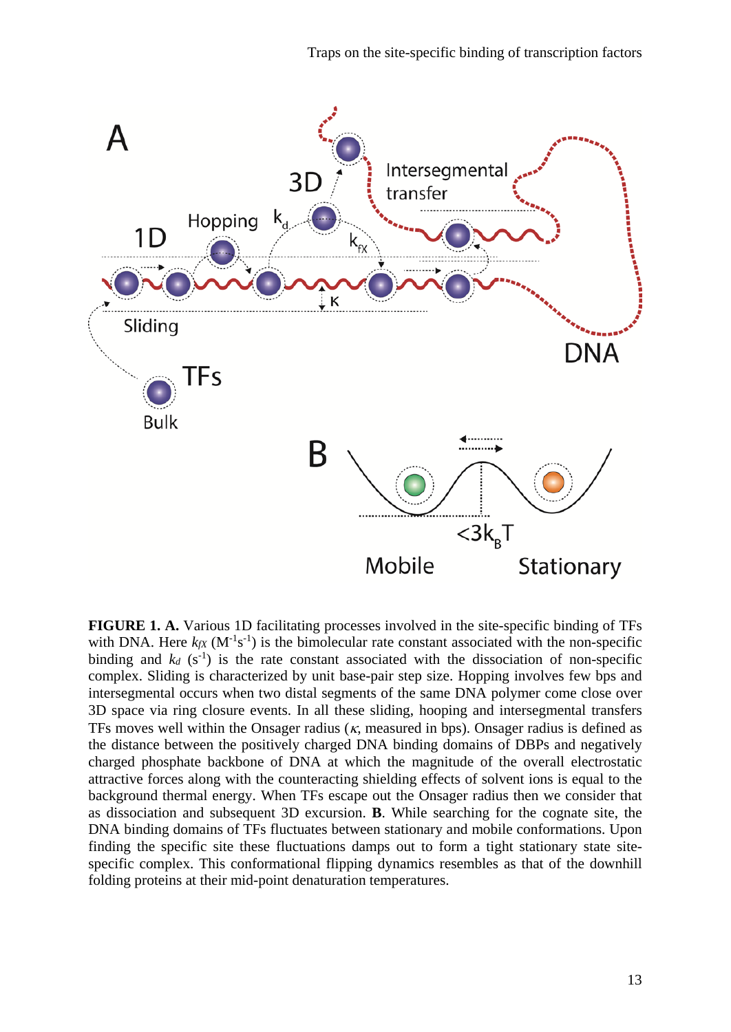**FIGURE 1. A.** Various 1D facilitating processes involved in the site-specific binding of TFs with DNA. Here $k_{fX}$ ($M^{-1}s^{-1}$) is the bimolecular rate constant associated with the non-specific binding and $k_d$ ($s^{-1}$) is the rate constant associated with the dissociation of non-specific complex. Sliding is characterized by unit base-pair step size. Hopping involves few bps and intersegmental occurs when two distal segments of the same DNA polymer come close over 3D space via ring closure events. In all these sliding, hooping and intersegmental transfers TFs moves well within the Onsager radius ($\kappa$, measured in bps). Onsager radius is defined as the distance between the positively charged DNA binding domains of DBPs and negatively charged phosphate backbone of DNA at which the magnitude of the overall electrostatic attractive forces along with the counteracting shielding effects of solvent ions is equal to the background thermal energy. When TFs escape out the Onsager radius then we consider that as dissociation and subsequent 3D excursion. **B**. While searching for the cognate site, the DNA binding domains of TFs fluctuates between stationary and mobile conformations. Upon finding the specific site these fluctuations damps out to form a tight stationary state site-specific complex. This conformational flipping dynamics resembles as that of the downhill folding proteins at their mid-point denaturation temperatures.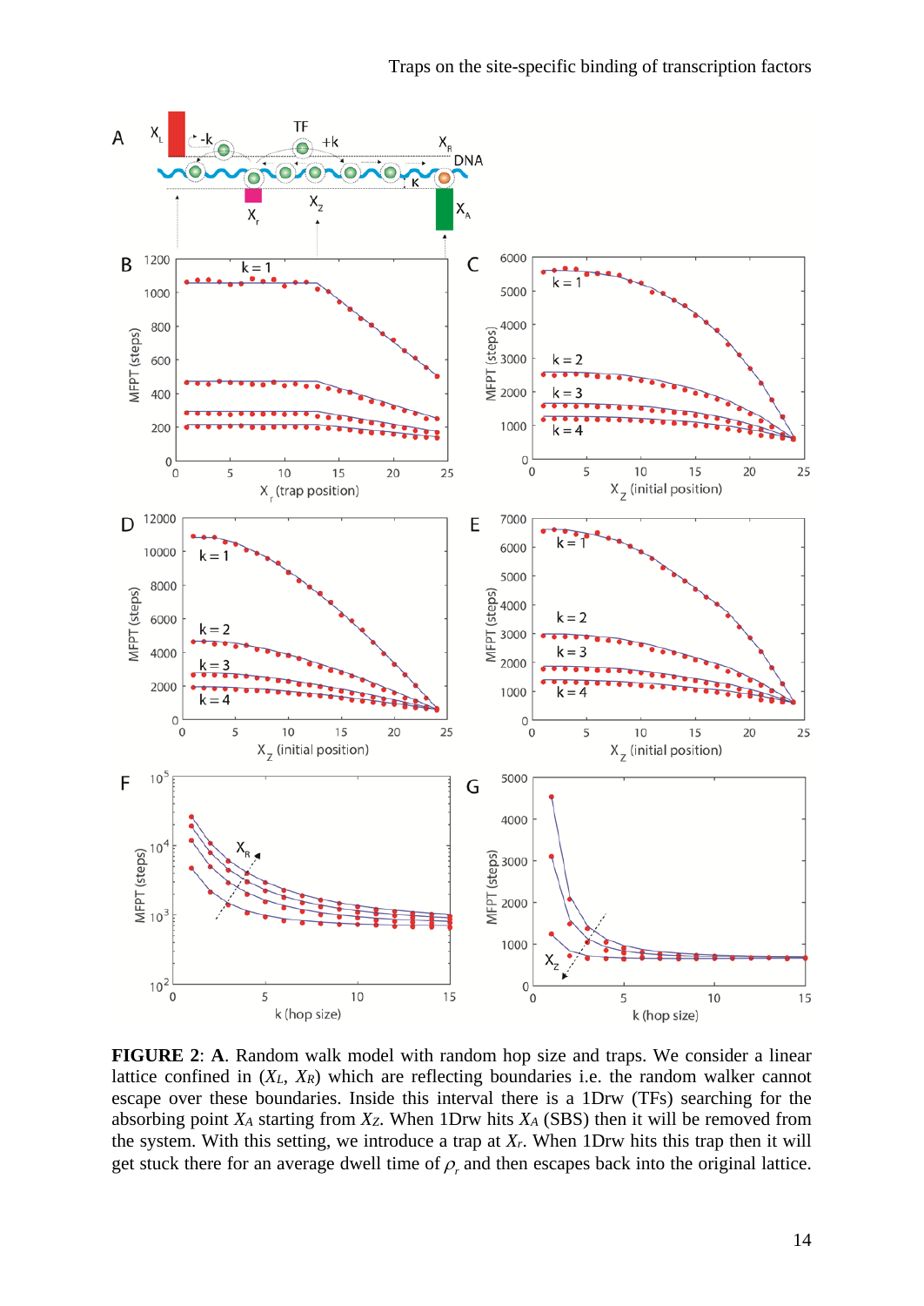**FIGURE 2**: **A**. Random walk model with random hop size and traps. We consider a linear lattice confined in ($X_L$, $X_R$) which are reflecting boundaries i.e. the random walker cannot escape over these boundaries. Inside this interval there is a 1Drw (TFs) searching for the absorbing point $X_A$ starting from $X_Z$. When 1Drw hits $X_A$ (SBS) then it will be removed from the system. With this setting, we introduce a trap at $X_r$. When 1Drw hits this trap then it will get stuck there for an average dwell time of $\rho_r$ and then escapes back into the original lattice.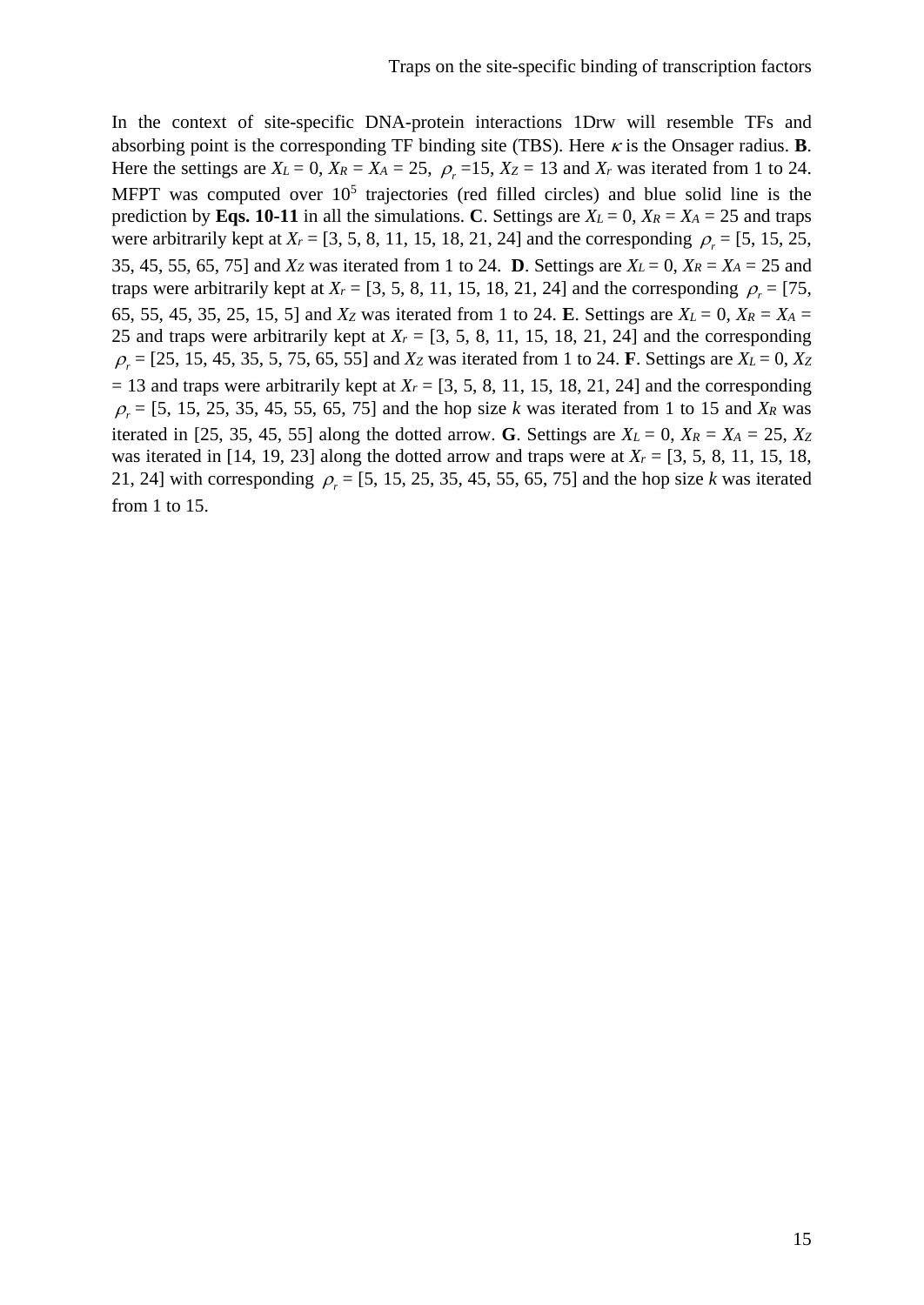In the context of site-specific DNA-protein interactions 1Drw will resemble TFs and absorbing point is the corresponding TF binding site (TBS). Here $\kappa$ is the Onsager radius. **B**. Here the settings are $X_L = 0$, $X_R = X_A = 25$, $\rho_r = 15$, $X_Z = 13$ and $X_r$ was iterated from 1 to 24. MFPT was computed over $10^5$ trajectories (red filled circles) and blue solid line is the prediction by **Eqs. 10-11** in all the simulations. **C**. Settings are $X_L = 0$, $X_R = X_A = 25$ and traps were arbitrarily kept at $X_r$ = [3, 5, 8, 11, 15, 18, 21, 24] and the corresponding $\rho_r$ = [5, 15, 25, 35, 45, 55, 65, 75] and $X_Z$ was iterated from 1 to 24. **D**. Settings are $X_L = 0$, $X_R = X_A = 25$ and traps were arbitrarily kept at $X_r$ = [3, 5, 8, 11, 15, 18, 21, 24] and the corresponding $\rho_r$ = [75, 65, 55, 45, 35, 25, 15, 5] and $X_Z$ was iterated from 1 to 24. **E**. Settings are $X_L = 0$, $X_R = X_A = 25$ and traps were arbitrarily kept at $X_r$ = [3, 5, 8, 11, 15, 18, 21, 24] and the corresponding $\rho_r$ = [25, 15, 45, 35, 5, 75, 65, 55] and $X_Z$ was iterated from 1 to 24. **F**. Settings are $X_L = 0$, $X_Z = 13$ and traps were arbitrarily kept at $X_r$ = [3, 5, 8, 11, 15, 18, 21, 24] and the corresponding $\rho_r$ = [5, 15, 25, 35, 45, 55, 65, 75] and the hop size $k$ was iterated from 1 to 15 and $X_R$ was iterated in [25, 35, 45, 55] along the dotted arrow. **G**. Settings are $X_L = 0$, $X_R = X_A = 25$, $X_Z$ was iterated in [14, 19, 23] along the dotted arrow and traps were at $X_r$ = [3, 5, 8, 11, 15, 18, 21, 24] with corresponding $\rho_r$ = [5, 15, 25, 35, 45, 55, 65, 75] and the hop size $k$ was iterated from 1 to 15.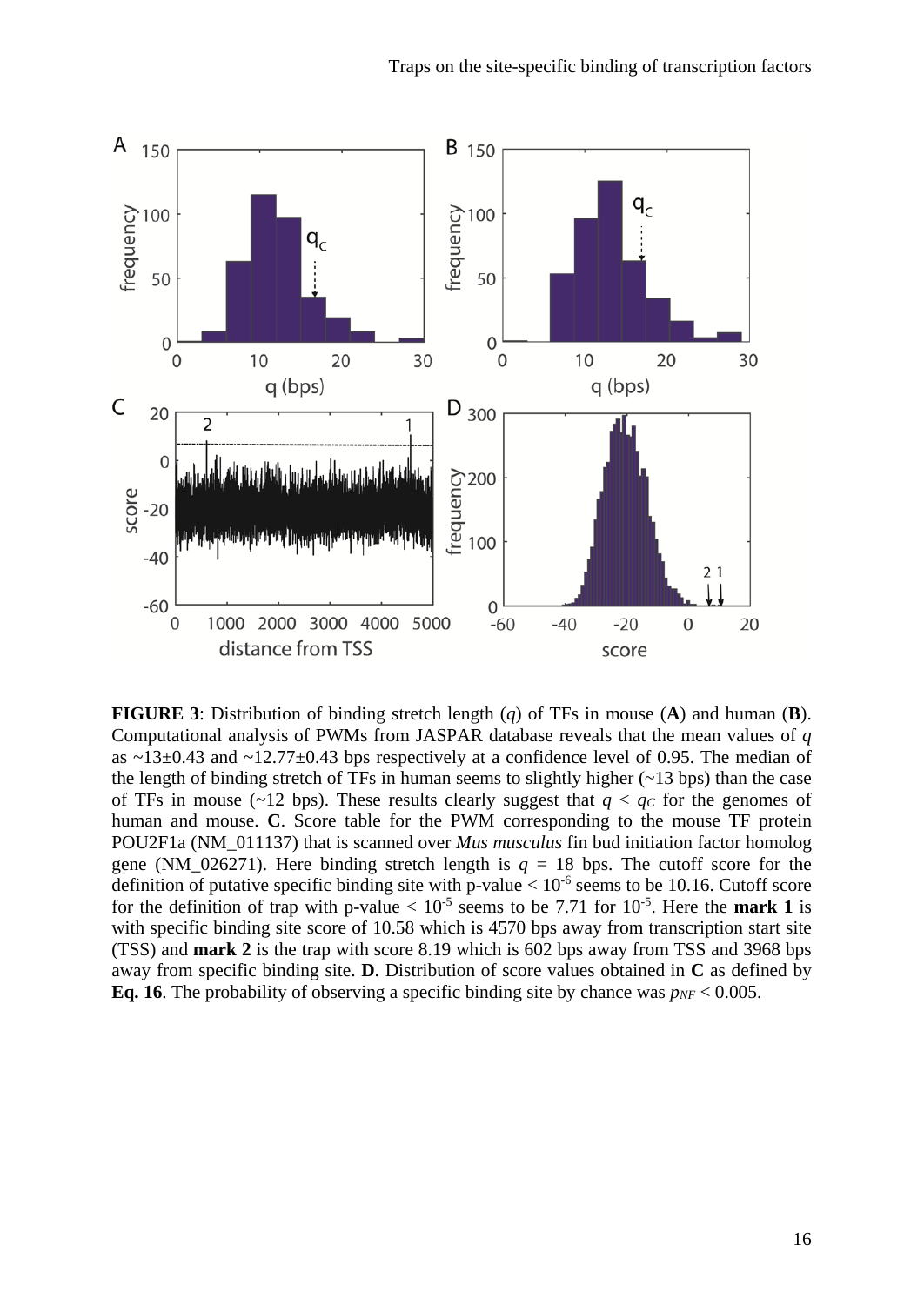**FIGURE 3**: Distribution of binding stretch length ($q$) of TFs in mouse (**A**) and human (**B**). Computational analysis of PWMs from JASPAR database reveals that the mean values of $q$ as ~13±0.43 and ~12.77±0.43 bps respectively at a confidence level of 0.95. The median of the length of binding stretch of TFs in human seems to slightly higher (~13 bps) than the case of TFs in mouse (~12 bps). These results clearly suggest that $q < q_C$ for the genomes of human and mouse. **C**. Score table for the PWM corresponding to the mouse TF protein POU2F1a (NM_011137) that is scanned over *Mus musculus* fin bud initiation factor homolog gene (NM_026271). Here binding stretch length is $q$ = 18 bps. The cutoff score for the definition of putative specific binding site with p-value < $10^{-6}$ seems to be 10.16. Cutoff score for the definition of trap with p-value < $10^{-5}$ seems to be 7.71 for $10^{-5}$. Here the **mark 1** is with specific binding site score of 10.58 which is 4570 bps away from transcription start site (TSS) and **mark 2** is the trap with score 8.19 which is 602 bps away from TSS and 3968 bps away from specific binding site. **D**. Distribution of score values obtained in **C** as defined by **Eq. 16**. The probability of observing a specific binding site by chance was $p_{NF} < 0.005$.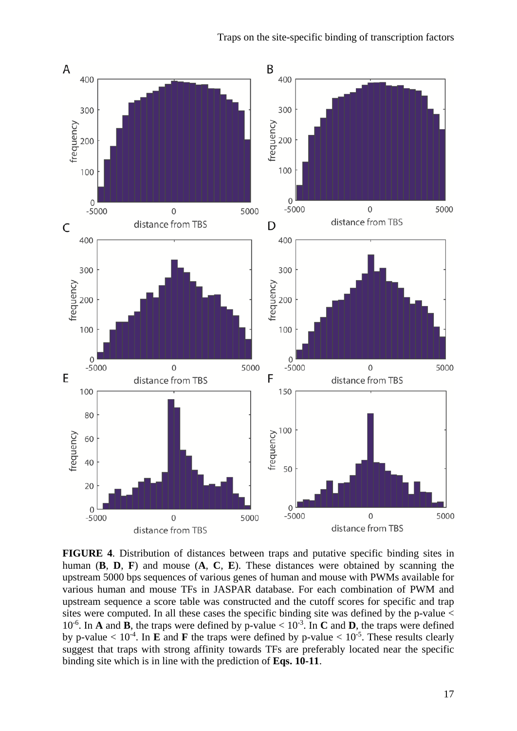**FIGURE 4**. Distribution of distances between traps and putative specific binding sites in human (**B**, **D**, **F**) and mouse (**A**, **C**, **E**). These distances were obtained by scanning the upstream 5000 bps sequences of various genes of human and mouse with PWMs available for various human and mouse TFs in JASPAR database. For each combination of PWM and upstream sequence a score table was constructed and the cutoff scores for specific and trap sites were computed. In all these cases the specific binding site was defined by the p-value < $10^{-6}$. In **A** and **B**, the traps were defined by p-value < $10^{-3}$. In **C** and **D**, the traps were defined by p-value < $10^{-4}$. In **E** and **F** the traps were defined by p-value < $10^{-5}$. These results clearly suggest that traps with strong affinity towards TFs are preferably located near the specific binding site which is in line with the prediction of **Eqs. 10-11**.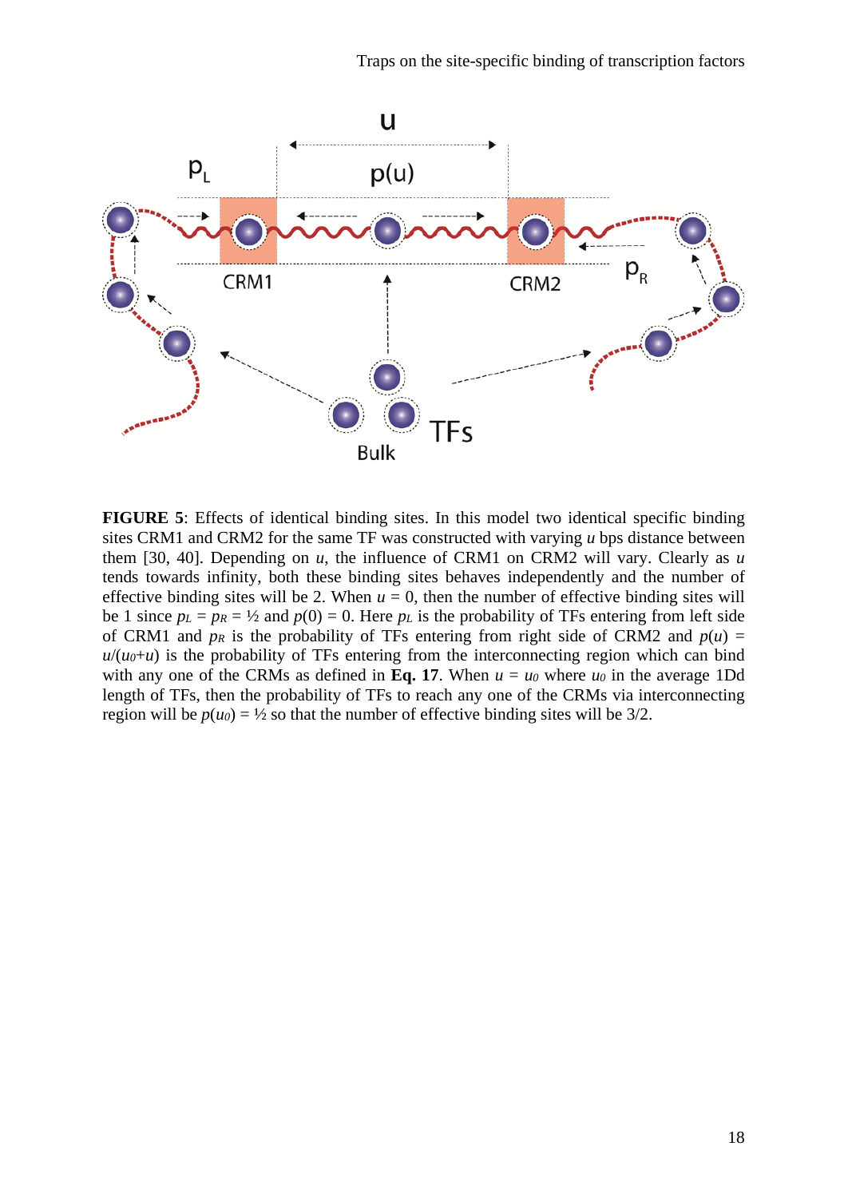**FIGURE 5**: Effects of identical binding sites. In this model two identical specific binding sites CRM1 and CRM2 for the same TF was constructed with varying $u$ bps distance between them [30, 40]. Depending on $u$, the influence of CRM1 on CRM2 will vary. Clearly as $u$ tends towards infinity, both these binding sites behaves independently and the number of effective binding sites will be 2. When $u = 0$, then the number of effective binding sites will be 1 since $p_L = p_R = ½$ and $p(0) = 0$. Here $p_L$ is the probability of TFs entering from left side of CRM1 and $p_R$ is the probability of TFs entering from right side of CRM2 and $p(u) = u/(u_0+u)$ is the probability of TFs entering from the interconnecting region which can bind with any one of the CRMs as defined in **Eq. 17**. When $u = u_0$ where $u_0$ in the average 1Dd length of TFs, then the probability of TFs to reach any one of the CRMs via interconnecting region will be $p(u_0) = ½$ so that the number of effective binding sites will be 3/2.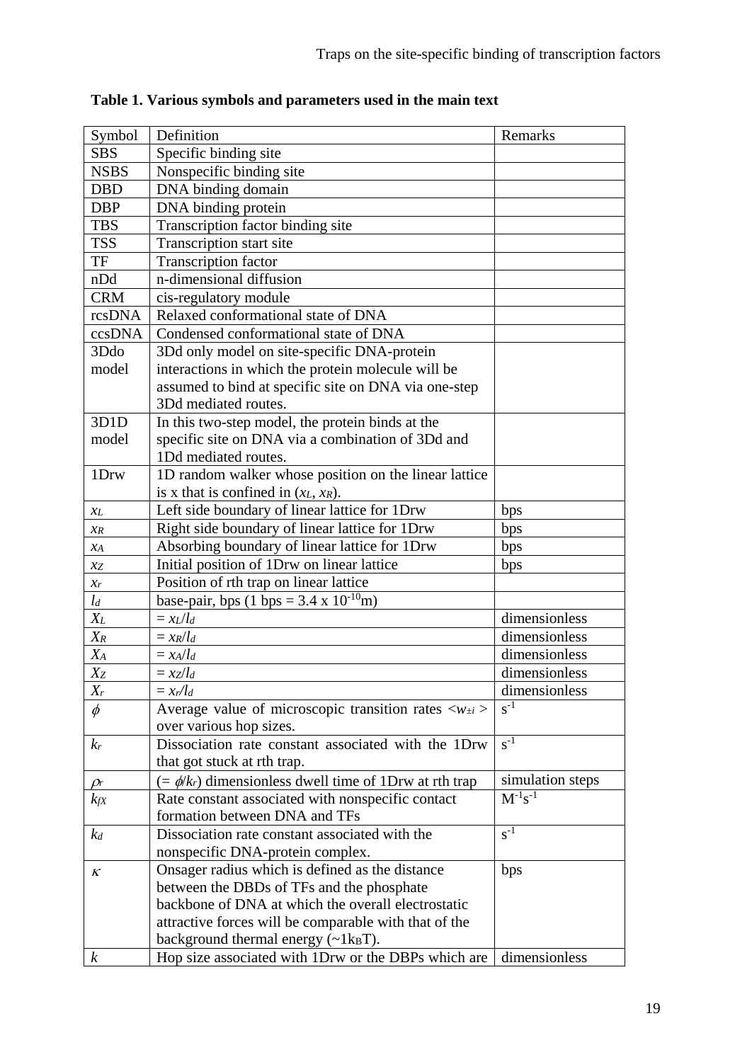**Table 1. Various symbols and parameters used in the main text**

| Symbol | Definition | Remarks |
|---|---|---|
| SBS | Specific binding site | |
| NSBS | Nonspecific binding site | |
| DBD | DNA binding domain | |
| DBP | DNA binding protein | |
| TBS | Transcription factor binding site | |
| TSS | Transcription start site | |
| TF | Transcription factor | |
| nDd | n-dimensional diffusion | |
| CRM | cis-regulatory module | |
| rcsDNA | Relaxed conformational state of DNA | |
| ccsDNA | Condensed conformational state of DNA | |
| 3Ddo model | 3Dd only model on site-specific DNA-protein interactions in which the protein molecule will be assumed to bind at specific site on DNA via one-step 3Dd mediated routes. | |
| 3D1D model | In this two-step model, the protein binds at the specific site on DNA via a combination of 3Dd and 1Dd mediated routes. | |
| 1Drw | 1D random walker whose position on the linear lattice is x that is confined in $(x_L, x_R)$. | |
| $x_L$ | Left side boundary of linear lattice for 1Drw | bps |
| $x_R$ | Right side boundary of linear lattice for 1Drw | bps |
| $x_A$ | Absorbing boundary of linear lattice for 1Drw | bps |
| $x_Z$ | Initial position of 1Drw on linear lattice | bps |
| $x_r$ | Position of rth trap on linear lattice | |
| $l_d$ | base-pair, bps (1 bps = $3.4 \times 10^{-10}$m) | |
| $X_L$ | $= x_L/l_d$ | dimensionless |
| $X_R$ | $= x_R/l_d$ | dimensionless |
| $X_A$ | $= x_A/l_d$ | dimensionless |
| $X_Z$ | $= x_Z/l_d$ | dimensionless |
| $X_r$ | $= x_r/l_d$ | dimensionless |
| $\phi$ | Average value of microscopic transition rates $<w_{\pm i}>$ over various hop sizes. | $s^{-1}$ |
| $k_r$ | Dissociation rate constant associated with the 1Drw that got stuck at rth trap. | $s^{-1}$ |
| $\rho_r$ | $(= \phi/k_r)$ dimensionless dwell time of 1Drw at rth trap | simulation steps |
| $k_{fX}$ | Rate constant associated with nonspecific contact formation between DNA and TFs | $M^{-1}s^{-1}$ |
| $k_d$ | Dissociation rate constant associated with the nonspecific DNA-protein complex. | $s^{-1}$ |
| $\kappa$ | Onsager radius which is defined as the distance between the DBDs of TFs and the phosphate backbone of DNA at which the overall electrostatic attractive forces will be comparable with that of the background thermal energy ($\sim 1k_BT$). | bps |
| $k$ | Hop size associated with 1Drw or the DBPs which are | dimensionless |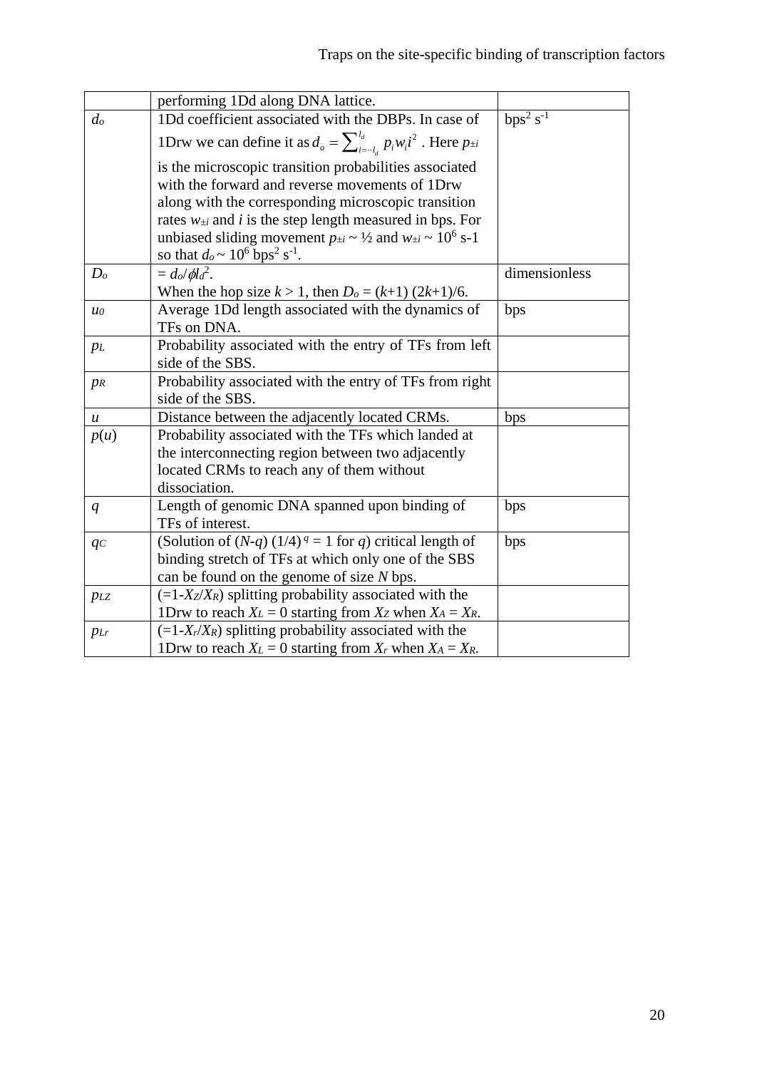| | | |
|---|---|---|
| | performing 1Dd along DNA lattice. | |
| $d_o$ | 1Dd coefficient associated with the DBPs. In case of 1Drw we can define it as $d_o = \sum_{i=-l_d}^{l_d} p_i w_i i^2$ . Here $p_{\pm i}$ is the microscopic transition probabilities associated with the forward and reverse movements of 1Drw along with the corresponding microscopic transition rates $w_{\pm i}$ and $i$ is the step length measured in bps. For unbiased sliding movement $p_{\pm i} \sim ½$ and $w_{\pm i} \sim 10^6$ s-1 so that $d_o \sim 10^6$ bps$^2$ s$^{-1}$. | bps$^2$ s$^{-1}$ |
| $D_o$ | $= d_o/\phi l_d^2$. When the hop size $k > 1$, then $D_o = (k+1)\,(2k+1)/6$. | dimensionless |
| $u_0$ | Average 1Dd length associated with the dynamics of TFs on DNA. | bps |
| $p_L$ | Probability associated with the entry of TFs from left side of the SBS. | |
| $p_R$ | Probability associated with the entry of TFs from right side of the SBS. | |
| $u$ | Distance between the adjacently located CRMs. | bps |
| $p(u)$ | Probability associated with the TFs which landed at the interconnecting region between two adjacently located CRMs to reach any of them without dissociation. | |
| $q$ | Length of genomic DNA spanned upon binding of TFs of interest. | bps |
| $q_C$ | (Solution of $(N-q)\,(1/4)^q = 1$ for $q$) critical length of binding stretch of TFs at which only one of the SBS can be found on the genome of size $N$ bps. | bps |
| $p_{LZ}$ | ($=1-X_Z/X_R$) splitting probability associated with the 1Drw to reach $X_L = 0$ starting from $X_Z$ when $X_A = X_R$. | |
| $p_{Lr}$ | ($=1-X_r/X_R$) splitting probability associated with the 1Drw to reach $X_L = 0$ starting from $X_r$ when $X_A = X_R$. | |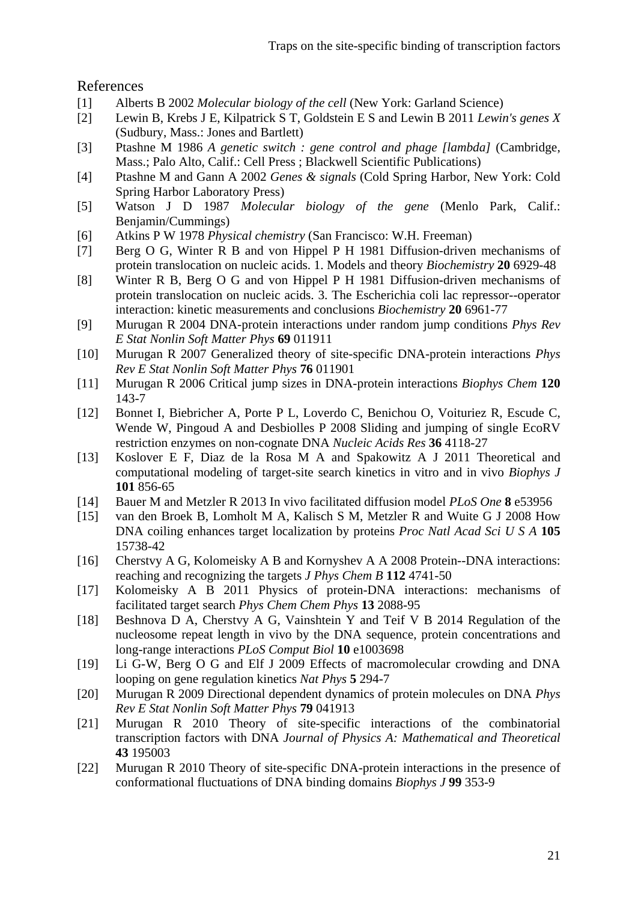## References

[1] Alberts B 2002 *Molecular biology of the cell* (New York: Garland Science)

[2] Lewin B, Krebs J E, Kilpatrick S T, Goldstein E S and Lewin B 2011 *Lewin's genes X* (Sudbury, Mass.: Jones and Bartlett)

[3] Ptashne M 1986 *A genetic switch : gene control and phage [lambda]* (Cambridge, Mass.; Palo Alto, Calif.: Cell Press ; Blackwell Scientific Publications)

[4] Ptashne M and Gann A 2002 *Genes & signals* (Cold Spring Harbor, New York: Cold Spring Harbor Laboratory Press)

[5] Watson J D 1987 *Molecular biology of the gene* (Menlo Park, Calif.: Benjamin/Cummings)

[6] Atkins P W 1978 *Physical chemistry* (San Francisco: W.H. Freeman)

[7] Berg O G, Winter R B and von Hippel P H 1981 Diffusion-driven mechanisms of protein translocation on nucleic acids. 1. Models and theory *Biochemistry* **20** 6929-48

[8] Winter R B, Berg O G and von Hippel P H 1981 Diffusion-driven mechanisms of protein translocation on nucleic acids. 3. The Escherichia coli lac repressor--operator interaction: kinetic measurements and conclusions *Biochemistry* **20** 6961-77

[9] Murugan R 2004 DNA-protein interactions under random jump conditions *Phys Rev E Stat Nonlin Soft Matter Phys* **69** 011911

[10] Murugan R 2007 Generalized theory of site-specific DNA-protein interactions *Phys Rev E Stat Nonlin Soft Matter Phys* **76** 011901

[11] Murugan R 2006 Critical jump sizes in DNA-protein interactions *Biophys Chem* **120** 143-7

[12] Bonnet I, Biebricher A, Porte P L, Loverdo C, Benichou O, Voituriez R, Escude C, Wende W, Pingoud A and Desbiolles P 2008 Sliding and jumping of single EcoRV restriction enzymes on non-cognate DNA *Nucleic Acids Res* **36** 4118-27

[13] Koslover E F, Diaz de la Rosa M A and Spakowitz A J 2011 Theoretical and computational modeling of target-site search kinetics in vitro and in vivo *Biophys J* **101** 856-65

[14] Bauer M and Metzler R 2013 In vivo facilitated diffusion model *PLoS One* **8** e53956

[15] van den Broek B, Lomholt M A, Kalisch S M, Metzler R and Wuite G J 2008 How DNA coiling enhances target localization by proteins *Proc Natl Acad Sci U S A* **105** 15738-42

[16] Cherstvy A G, Kolomeisky A B and Kornyshev A A 2008 Protein--DNA interactions: reaching and recognizing the targets *J Phys Chem B* **112** 4741-50

[17] Kolomeisky A B 2011 Physics of protein-DNA interactions: mechanisms of facilitated target search *Phys Chem Chem Phys* **13** 2088-95

[18] Beshnova D A, Cherstvy A G, Vainshtein Y and Teif V B 2014 Regulation of the nucleosome repeat length in vivo by the DNA sequence, protein concentrations and long-range interactions *PLoS Comput Biol* **10** e1003698

[19] Li G-W, Berg O G and Elf J 2009 Effects of macromolecular crowding and DNA looping on gene regulation kinetics *Nat Phys* **5** 294-7

[20] Murugan R 2009 Directional dependent dynamics of protein molecules on DNA *Phys Rev E Stat Nonlin Soft Matter Phys* **79** 041913

[21] Murugan R 2010 Theory of site-specific interactions of the combinatorial transcription factors with DNA *Journal of Physics A: Mathematical and Theoretical* **43** 195003

[22] Murugan R 2010 Theory of site-specific DNA-protein interactions in the presence of conformational fluctuations of DNA binding domains *Biophys J* **99** 353-9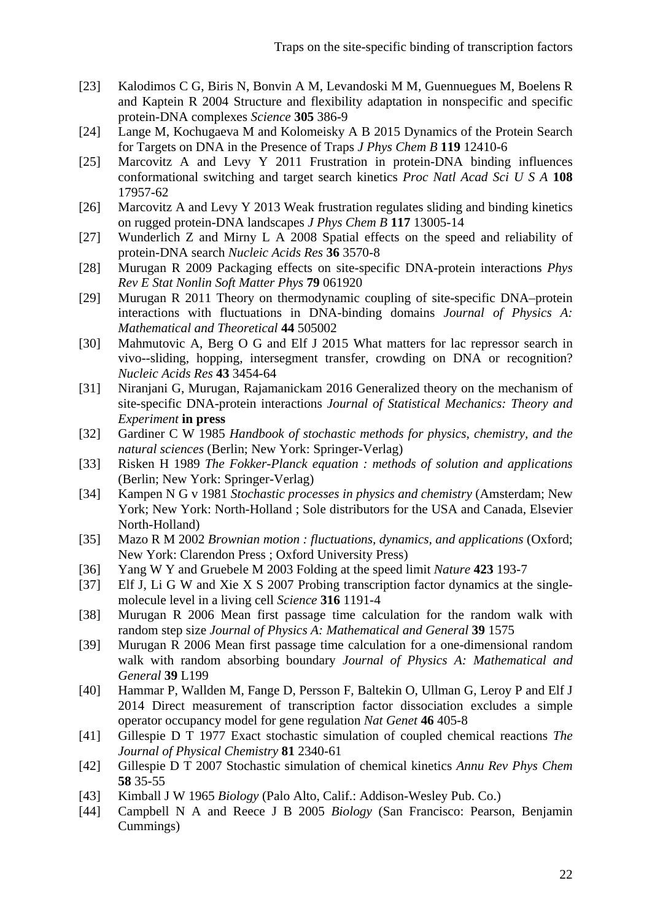[23] Kalodimos C G, Biris N, Bonvin A M, Levandoski M M, Guennuegues M, Boelens R and Kaptein R 2004 Structure and flexibility adaptation in nonspecific and specific protein-DNA complexes *Science* **305** 386-9

[24] Lange M, Kochugaeva M and Kolomeisky A B 2015 Dynamics of the Protein Search for Targets on DNA in the Presence of Traps *J Phys Chem B* **119** 12410-6

[25] Marcovitz A and Levy Y 2011 Frustration in protein-DNA binding influences conformational switching and target search kinetics *Proc Natl Acad Sci U S A* **108** 17957-62

[26] Marcovitz A and Levy Y 2013 Weak frustration regulates sliding and binding kinetics on rugged protein-DNA landscapes *J Phys Chem B* **117** 13005-14

[27] Wunderlich Z and Mirny L A 2008 Spatial effects on the speed and reliability of protein-DNA search *Nucleic Acids Res* **36** 3570-8

[28] Murugan R 2009 Packaging effects on site-specific DNA-protein interactions *Phys Rev E Stat Nonlin Soft Matter Phys* **79** 061920

[29] Murugan R 2011 Theory on thermodynamic coupling of site-specific DNA–protein interactions with fluctuations in DNA-binding domains *Journal of Physics A: Mathematical and Theoretical* **44** 505002

[30] Mahmutovic A, Berg O G and Elf J 2015 What matters for lac repressor search in vivo--sliding, hopping, intersegment transfer, crowding on DNA or recognition? *Nucleic Acids Res* **43** 3454-64

[31] Niranjani G, Murugan, Rajamanickam 2016 Generalized theory on the mechanism of site-specific DNA-protein interactions *Journal of Statistical Mechanics: Theory and Experiment* **in press**

[32] Gardiner C W 1985 *Handbook of stochastic methods for physics, chemistry, and the natural sciences* (Berlin; New York: Springer-Verlag)

[33] Risken H 1989 *The Fokker-Planck equation : methods of solution and applications* (Berlin; New York: Springer-Verlag)

[34] Kampen N G v 1981 *Stochastic processes in physics and chemistry* (Amsterdam; New York; New York: North-Holland ; Sole distributors for the USA and Canada, Elsevier North-Holland)

[35] Mazo R M 2002 *Brownian motion : fluctuations, dynamics, and applications* (Oxford; New York: Clarendon Press ; Oxford University Press)

[36] Yang W Y and Gruebele M 2003 Folding at the speed limit *Nature* **423** 193-7

[37] Elf J, Li G W and Xie X S 2007 Probing transcription factor dynamics at the single-molecule level in a living cell *Science* **316** 1191-4

[38] Murugan R 2006 Mean first passage time calculation for the random walk with random step size *Journal of Physics A: Mathematical and General* **39** 1575

[39] Murugan R 2006 Mean first passage time calculation for a one-dimensional random walk with random absorbing boundary *Journal of Physics A: Mathematical and General* **39** L199

[40] Hammar P, Wallden M, Fange D, Persson F, Baltekin O, Ullman G, Leroy P and Elf J 2014 Direct measurement of transcription factor dissociation excludes a simple operator occupancy model for gene regulation *Nat Genet* **46** 405-8

[41] Gillespie D T 1977 Exact stochastic simulation of coupled chemical reactions *The Journal of Physical Chemistry* **81** 2340-61

[42] Gillespie D T 2007 Stochastic simulation of chemical kinetics *Annu Rev Phys Chem* **58** 35-55

[43] Kimball J W 1965 *Biology* (Palo Alto, Calif.: Addison-Wesley Pub. Co.)

[44] Campbell N A and Reece J B 2005 *Biology* (San Francisco: Pearson, Benjamin Cummings)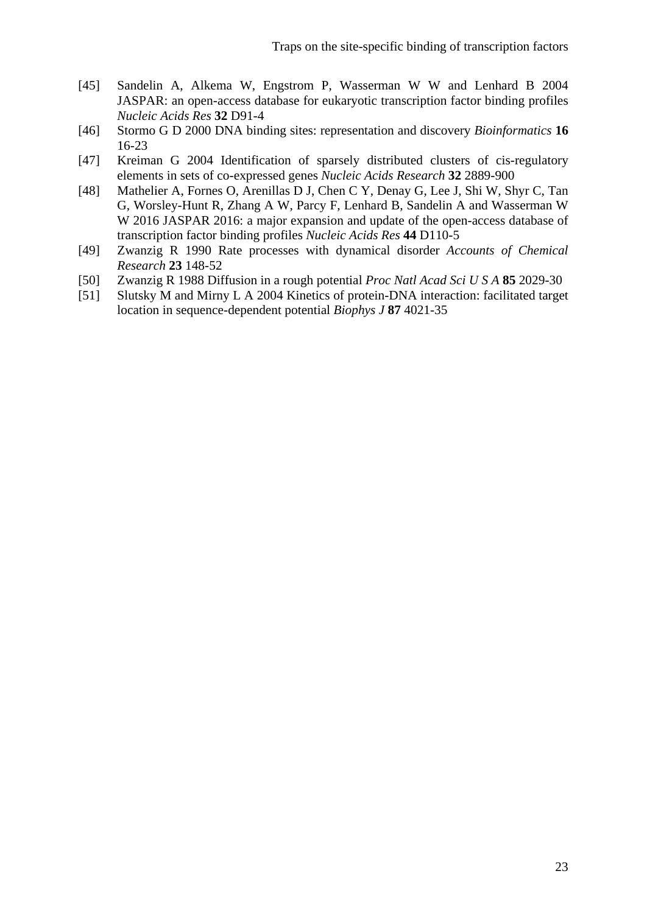[45] Sandelin A, Alkema W, Engstrom P, Wasserman W W and Lenhard B 2004 JASPAR: an open-access database for eukaryotic transcription factor binding profiles *Nucleic Acids Res* **32** D91-4

[46] Stormo G D 2000 DNA binding sites: representation and discovery *Bioinformatics* **16** 16-23

[47] Kreiman G 2004 Identification of sparsely distributed clusters of cis-regulatory elements in sets of co-expressed genes *Nucleic Acids Research* **32** 2889-900

[48] Mathelier A, Fornes O, Arenillas D J, Chen C Y, Denay G, Lee J, Shi W, Shyr C, Tan G, Worsley-Hunt R, Zhang A W, Parcy F, Lenhard B, Sandelin A and Wasserman W W 2016 JASPAR 2016: a major expansion and update of the open-access database of transcription factor binding profiles *Nucleic Acids Res* **44** D110-5

[49] Zwanzig R 1990 Rate processes with dynamical disorder *Accounts of Chemical Research* **23** 148-52

[50] Zwanzig R 1988 Diffusion in a rough potential *Proc Natl Acad Sci U S A* **85** 2029-30

[51] Slutsky M and Mirny L A 2004 Kinetics of protein-DNA interaction: facilitated target location in sequence-dependent potential *Biophys J* **87** 4021-35